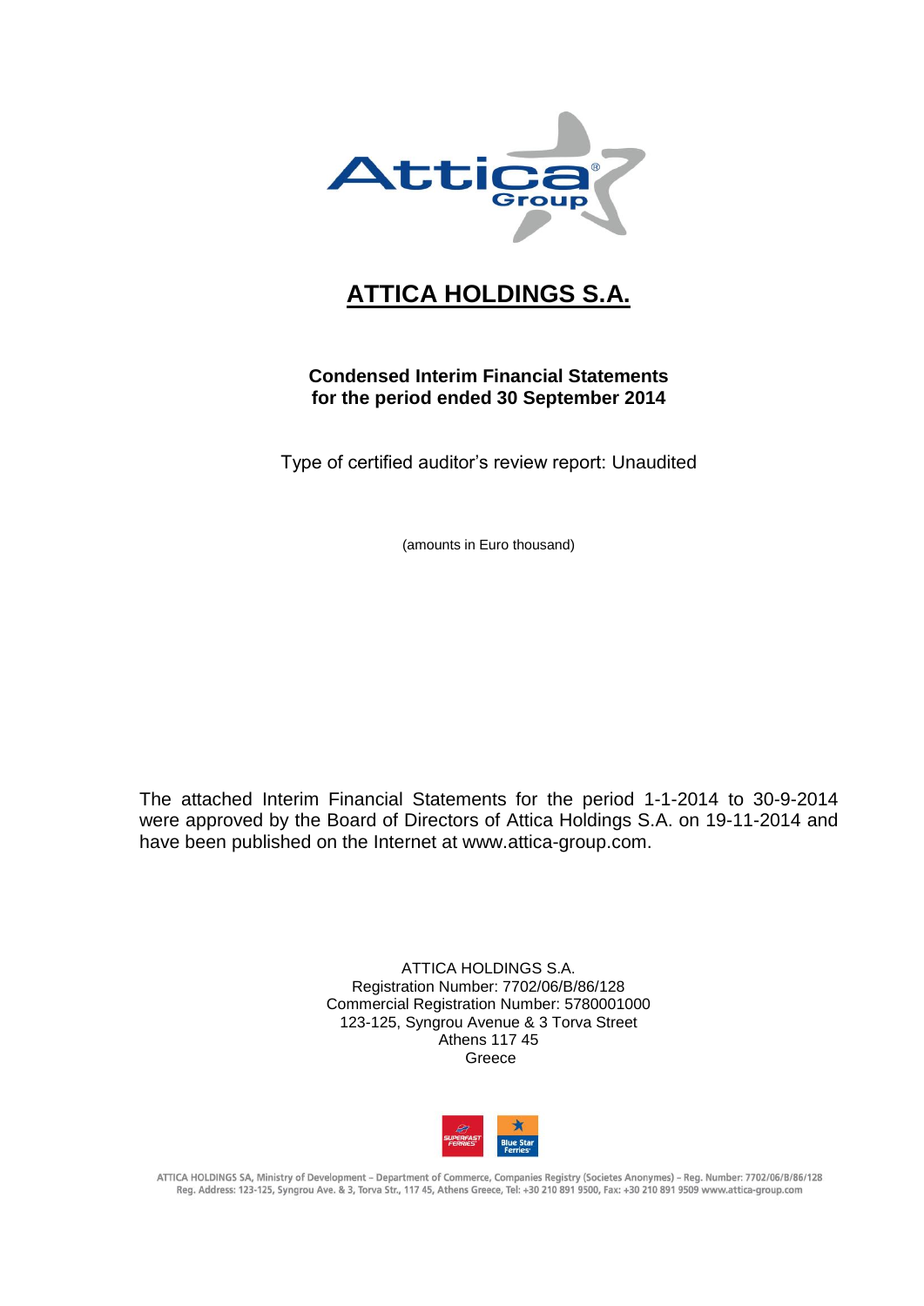# ATTICA HOLDINGS S.A.

**Condensed Interim Financial Statements**
**for the period ended 30 September 2014**

Type of certified auditor's review report: Unaudited

(amounts in Euro thousand)

The attached Interim Financial Statements for the period 1-1-2014 to 30-9-2014 were approved by the Board of Directors of Attica Holdings S.A. on 19-11-2014 and have been published on the Internet at www.attica-group.com.

ATTICA HOLDINGS S.A.
Registration Number: 7702/06/B/86/128
Commercial Registration Number: 5780001000
123-125, Syngrou Avenue & 3 Torva Street
Athens 117 45
Greece

ATTICA HOLDINGS SA, Ministry of Development – Department of Commerce, Companies Registry (Societes Anonymes) – Reg. Number: 7702/06/B/86/128
Reg. Address: 123-125, Syngrou Ave. & 3, Torva Str., 117 45, Athens Greece, Tel: +30 210 891 9500, Fax: +30 210 891 9509 www.attica-group.com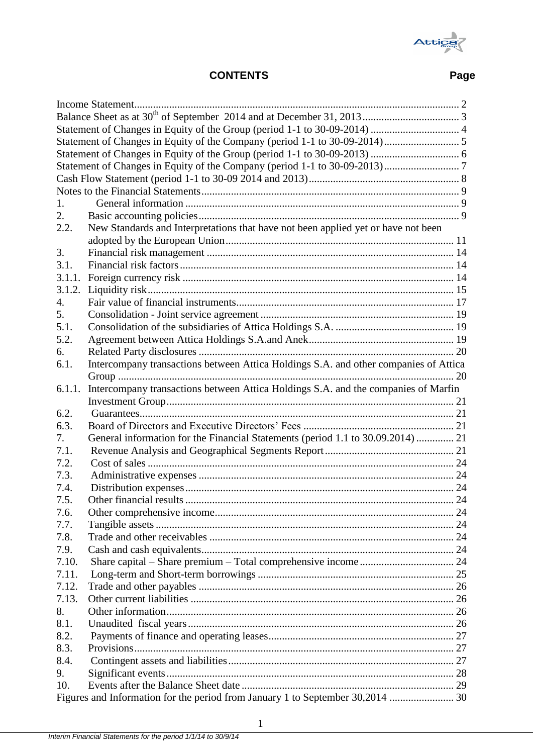# CONTENTS

| | | Page |
|---|---|---|
| Income Statement | | 2 |
| Balance Sheet as at 30th of September 2014 and at December 31, 2013 | | 3 |
| Statement of Changes in Equity of the Group (period 1-1 to 30-09-2014) | | 4 |
| Statement of Changes in Equity of the Company (period 1-1 to 30-09-2014) | | 5 |
| Statement of Changes in Equity of the Group (period 1-1 to 30-09-2013) | | 6 |
| Statement of Changes in Equity of the Company (period 1-1 to 30-09-2013) | | 7 |
| Cash Flow Statement (period 1-1 to 30-09 2014 and 2013) | | 8 |
| Notes to the Financial Statements | | 9 |
| 1. | General information | 9 |
| 2. | Basic accounting policies | 9 |
| 2.2. | New Standards and Interpretations that have not been applied yet or have not been adopted by the European Union | 11 |
| 3. | Financial risk management | 14 |
| 3.1. | Financial risk factors | 14 |
| 3.1.1. | Foreign currency risk | 14 |
| 3.1.2. | Liquidity risk | 15 |
| 4. | Fair value of financial instruments | 17 |
| 5. | Consolidation - Joint service agreement | 19 |
| 5.1. | Consolidation of the subsidiaries of Attica Holdings S.A. | 19 |
| 5.2. | Agreement between Attica Holdings S.A.and Anek | 19 |
| 6. | Related Party disclosures | 20 |
| 6.1. | Intercompany transactions between Attica Holdings S.A. and other companies of Attica Group | 20 |
| 6.1.1. | Intercompany transactions between Attica Holdings S.A. and the companies of Marfin Investment Group | 21 |
| 6.2. | Guarantees | 21 |
| 6.3. | Board of Directors and Executive Directors' Fees | 21 |
| 7. | General information for the Financial Statements (period 1.1 to 30.09.2014) | 21 |
| 7.1. | Revenue Analysis and Geographical Segments Report | 21 |
| 7.2. | Cost of sales | 24 |
| 7.3. | Administrative expenses | 24 |
| 7.4. | Distribution expenses | 24 |
| 7.5. | Other financial results | 24 |
| 7.6. | Other comprehensive income | 24 |
| 7.7. | Tangible assets | 24 |
| 7.8. | Trade and other receivables | 24 |
| 7.9. | Cash and cash equivalents | 24 |
| 7.10. | Share capital – Share premium – Total comprehensive income | 24 |
| 7.11. | Long-term and Short-term borrowings | 25 |
| 7.12. | Trade and other payables | 26 |
| 7.13. | Other current liabilities | 26 |
| 8. | Other information | 26 |
| 8.1. | Unaudited fiscal years | 26 |
| 8.2. | Payments of finance and operating leases | 27 |
| 8.3. | Provisions | 27 |
| 8.4. | Contingent assets and liabilities | 27 |
| 9. | Significant events | 28 |
| 10. | Events after the Balance Sheet date | 29 |
| Figures and Information for the period from January 1 to September 30,2014 | | 30 |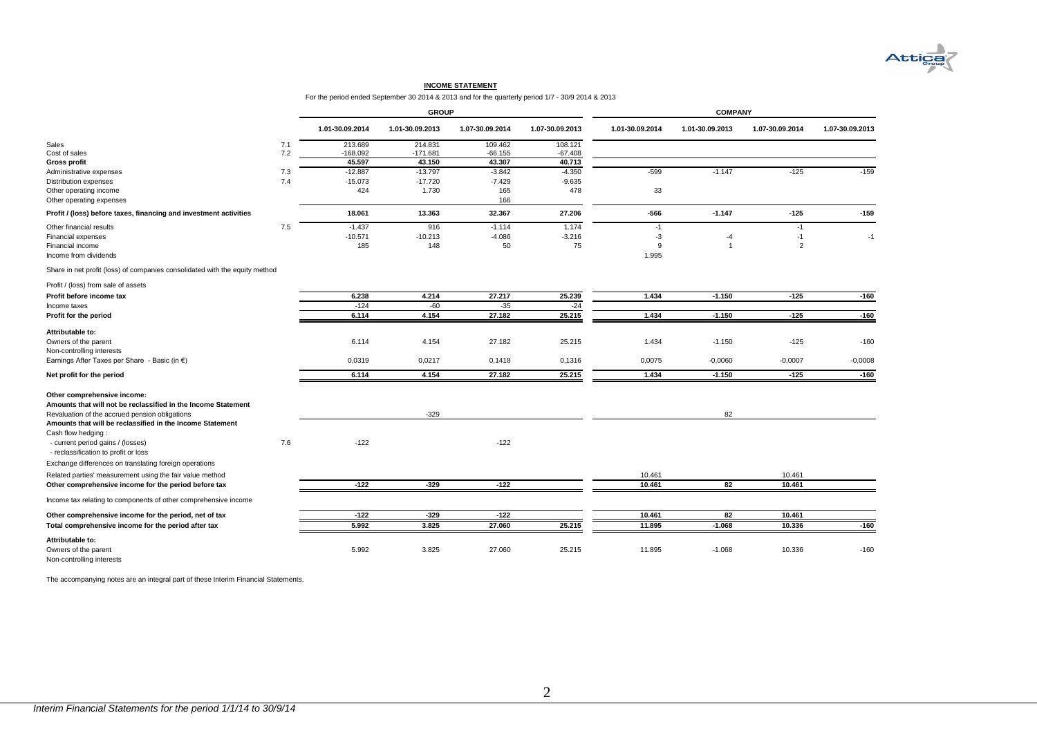## INCOME STATEMENT

For the period ended September 30 2014 & 2013 and for the quarterly period 1/7 - 30/9 2014 & 2013

| | | GROUP | | | | COMPANY | | | |
|---|---|---|---|---|---|---|---|---|---|
| | | 1.01-30.09.2014 | 1.01-30.09.2013 | 1.07-30.09.2014 | 1.07-30.09.2013 | 1.01-30.09.2014 | 1.01-30.09.2013 | 1.07-30.09.2014 | 1.07-30.09.2013 |
| Sales | 7.1 | 213.689 | 214.831 | 109.462 | 108.121 | | | | |
| Cost of sales | 7.2 | -168.092 | -171.681 | -66.155 | -67.408 | | | | |
| **Gross profit** | | **45.597** | **43.150** | **43.307** | **40.713** | | | | |
| Administrative expenses | 7.3 | -12.887 | -13.797 | -3.842 | -4.350 | -599 | -1.147 | -125 | -159 |
| Distribution expenses | 7.4 | -15.073 | -17.720 | -7.429 | -9.635 | | | | |
| Other operating income | | 424 | 1.730 | 165 | 478 | 33 | | | |
| Other operating expenses | | | | 166 | | | | | |
| **Profit / (loss) before taxes, financing and investment activities** | | **18.061** | **13.363** | **32.367** | **27.206** | **-566** | **-1.147** | **-125** | **-159** |
| Other financial results | 7.5 | -1.437 | 916 | -1.114 | 1.174 | -1 | | -1 | |
| Financial expenses | | -10.571 | -10.213 | -4.086 | -3.216 | -3 | -4 | -1 | -1 |
| Financial income | | 185 | 148 | 50 | 75 | 9 | 1 | 2 | |
| Income from dividends | | | | | | 1.995 | | | |
| Share in net profit (loss) of companies consolidated with the equity method | | | | | | | | | |
| Profit / (loss) from sale of assets | | | | | | | | | |
| **Profit before income tax** | | **6.238** | **4.214** | **27.217** | **25.239** | **1.434** | **-1.150** | **-125** | **-160** |
| Income taxes | | -124 | -60 | -35 | -24 | | | | |
| **Profit for the period** | | **6.114** | **4.154** | **27.182** | **25.215** | **1.434** | **-1.150** | **-125** | **-160** |
| **Attributable to:** | | | | | | | | | |
| Owners of the parent | | 6.114 | 4.154 | 27.182 | 25.215 | 1.434 | -1.150 | -125 | -160 |
| Non-controlling interests | | | | | | | | | |
| Earnings After Taxes per Share - Basic (in €) | | 0,0319 | 0,0217 | 0,1418 | 0,1316 | 0,0075 | -0,0060 | -0,0007 | -0,0008 |
| **Net profit for the period** | | **6.114** | **4.154** | **27.182** | **25.215** | **1.434** | **-1.150** | **-125** | **-160** |
| **Other comprehensive income:** | | | | | | | | | |
| **Amounts that will not be reclassified in the Income Statement** | | | | | | | | | |
| Revaluation of the accrued pension obligations | | | -329 | | | | 82 | | |
| **Amounts that will be reclassified in the Income Statement** | | | | | | | | | |
| Cash flow hedging : | | | | | | | | | |
| - current period gains / (losses) | 7.6 | -122 | | -122 | | | | | |
| - reclassification to profit or loss | | | | | | | | | |
| Exchange differences on translating foreign operations | | | | | | | | | |
| Related parties' measurement using the fair value method | | | | | | 10.461 | | 10.461 | |
| **Other comprehensive income for the period before tax** | | **-122** | **-329** | **-122** | | **10.461** | **82** | **10.461** | |
| Income tax relating to components of other comprehensive income | | | | | | | | | |
| **Other comprehensive income for the period, net of tax** | | **-122** | **-329** | **-122** | | **10.461** | **82** | **10.461** | |
| **Total comprehensive income for the period after tax** | | **5.992** | **3.825** | **27.060** | **25.215** | **11.895** | **-1.068** | **10.336** | **-160** |
| **Attributable to:** | | | | | | | | | |
| Owners of the parent | | 5.992 | 3.825 | 27.060 | 25.215 | 11.895 | -1.068 | 10.336 | -160 |
| Non-controlling interests | | | | | | | | | |

The accompanying notes are an integral part of these Interim Financial Statements.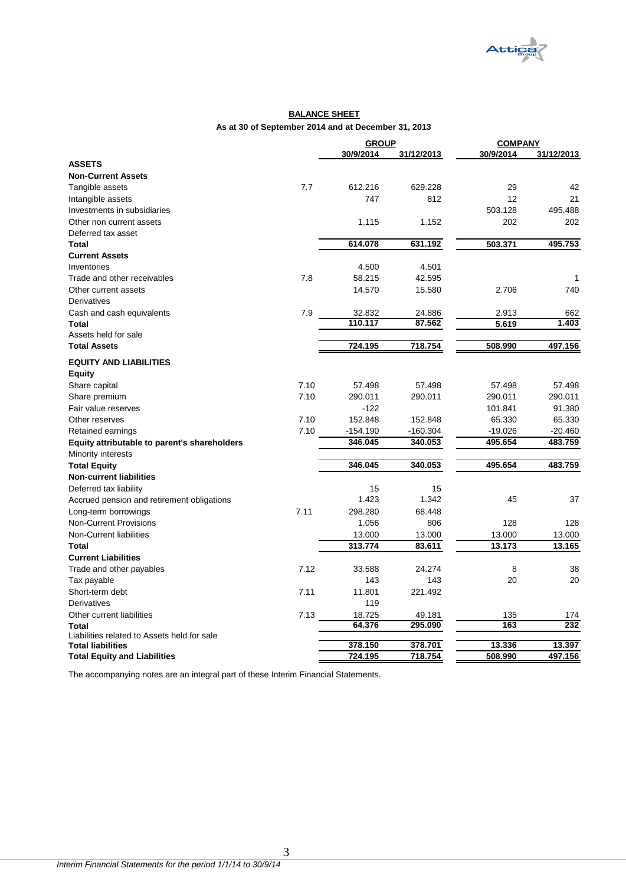## BALANCE SHEET

**As at 30 of September 2014 and at December 31, 2013**

| | | GROUP | | COMPANY | |
|---|---|---|---|---|---|
| | | 30/9/2014 | 31/12/2013 | 30/9/2014 | 31/12/2013 |
| **ASSETS** | | | | | |
| **Non-Current Assets** | | | | | |
| Tangible assets | 7.7 | 612.216 | 629.228 | 29 | 42 |
| Intangible assets | | 747 | 812 | 12 | 21 |
| Investments in subsidiaries | | | | 503.128 | 495.488 |
| Other non current assets | | 1.115 | 1.152 | 202 | 202 |
| Deferred tax asset | | | | | |
| **Total** | | 614.078 | 631.192 | 503.371 | 495.753 |
| **Current Assets** | | | | | |
| Inventories | | 4.500 | 4.501 | | |
| Trade and other receivables | 7.8 | 58.215 | 42.595 | | 1 |
| Other current assets | | 14.570 | 15.580 | 2.706 | 740 |
| Derivatives | | | | | |
| Cash and cash equivalents | 7.9 | 32.832 | 24.886 | 2.913 | 662 |
| **Total** | | 110.117 | 87.562 | 5.619 | 1.403 |
| Assets held for sale | | | | | |
| **Total Assets** | | 724.195 | 718.754 | 508.990 | 497.156 |
| **EQUITY AND LIABILITIES** | | | | | |
| **Equity** | | | | | |
| Share capital | 7.10 | 57.498 | 57.498 | 57.498 | 57.498 |
| Share premium | 7.10 | 290.011 | 290.011 | 290.011 | 290.011 |
| Fair value reserves | | -122 | | 101.841 | 91.380 |
| Other reserves | 7.10 | 152.848 | 152.848 | 65.330 | 65.330 |
| Retained earnings | 7.10 | -154.190 | -160.304 | -19.026 | -20.460 |
| **Equity attributable to parent's shareholders** | | 346.045 | 340.053 | 495.654 | 483.759 |
| Minority interests | | | | | |
| **Total Equity** | | 346.045 | 340.053 | 495.654 | 483.759 |
| **Non-current liabilities** | | | | | |
| Deferred tax liability | | 15 | 15 | | |
| Accrued pension and retirement obligations | | 1.423 | 1.342 | 45 | 37 |
| Long-term borrowings | 7.11 | 298.280 | 68.448 | | |
| Non-Current Provisions | | 1.056 | 806 | 128 | 128 |
| Non-Current liabilities | | 13.000 | 13.000 | 13.000 | 13.000 |
| **Total** | | 313.774 | 83.611 | 13.173 | 13.165 |
| **Current Liabilities** | | | | | |
| Trade and other payables | 7.12 | 33.588 | 24.274 | 8 | 38 |
| Tax payable | | 143 | 143 | 20 | 20 |
| Short-term debt | 7.11 | 11.801 | 221.492 | | |
| Derivatives | | 119 | | | |
| Other current liabilities | 7.13 | 18.725 | 49.181 | 135 | 174 |
| **Total** | | 64.376 | 295.090 | 163 | 232 |
| Liabilities related to Assets held for sale | | | | | |
| **Total liabilities** | | 378.150 | 378.701 | 13.336 | 13.397 |
| **Total Equity and Liabilities** | | 724.195 | 718.754 | 508.990 | 497.156 |

The accompanying notes are an integral part of these Interim Financial Statements.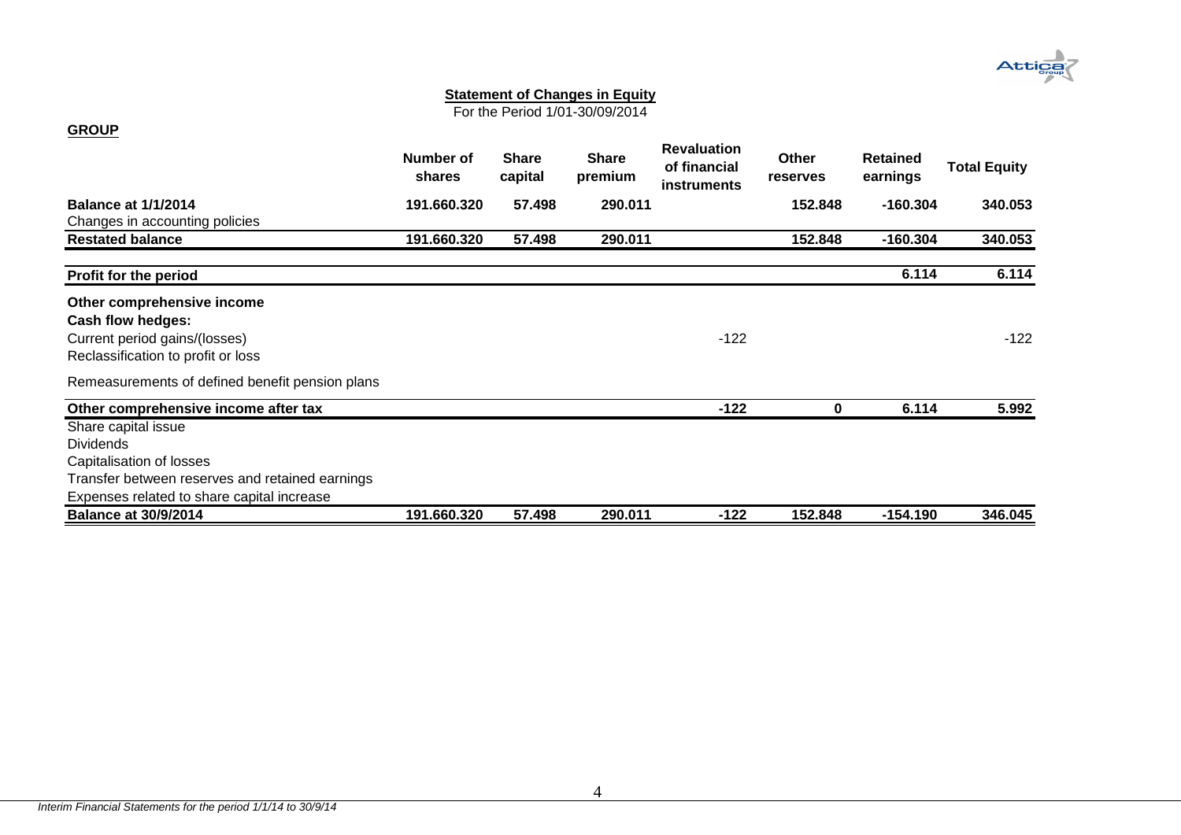## Statement of Changes in Equity

For the Period 1/01-30/09/2014

**GROUP**

| | Number of shares | Share capital | Share premium | Revaluation of financial instruments | Other reserves | Retained earnings | Total Equity |
|---|---|---|---|---|---|---|---|
| **Balance at 1/1/2014** | **191.660.320** | **57.498** | **290.011** | | **152.848** | **-160.304** | **340.053** |
| Changes in accounting policies | | | | | | | |
| **Restated balance** | **191.660.320** | **57.498** | **290.011** | | **152.848** | **-160.304** | **340.053** |
| **Profit for the period** | | | | | | **6.114** | **6.114** |
| **Other comprehensive income** | | | | | | | |
| **Cash flow hedges:** | | | | | | | |
| Current period gains/(losses) | | | | -122 | | | -122 |
| Reclassification to profit or loss | | | | | | | |
| Remeasurements of defined benefit pension plans | | | | | | | |
| **Other comprehensive income after tax** | | | | **-122** | **0** | **6.114** | **5.992** |
| Share capital issue | | | | | | | |
| Dividends | | | | | | | |
| Capitalisation of losses | | | | | | | |
| Transfer between reserves and retained earnings | | | | | | | |
| Expenses related to share capital increase | | | | | | | |
| **Balance at 30/9/2014** | **191.660.320** | **57.498** | **290.011** | **-122** | **152.848** | **-154.190** | **346.045** |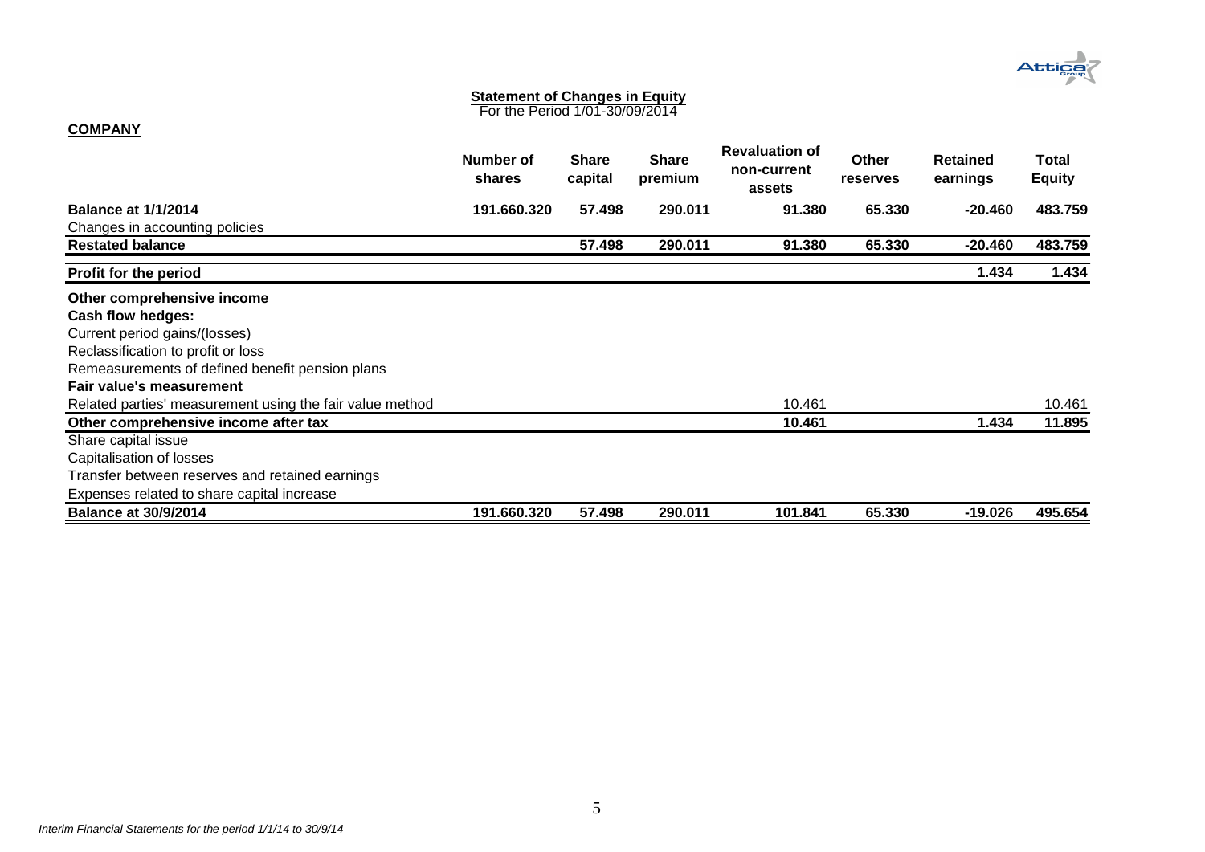**Statement of Changes in Equity**
For the Period 1/01-30/09/2014

**COMPANY**

| | Number of shares | Share capital | Share premium | Revaluation of non-current assets | Other reserves | Retained earnings | Total Equity |
|---|---|---|---|---|---|---|---|
| **Balance at 1/1/2014** | **191.660.320** | **57.498** | **290.011** | **91.380** | **65.330** | **-20.460** | **483.759** |
| Changes in accounting policies | | | | | | | |
| **Restated balance** | | **57.498** | **290.011** | **91.380** | **65.330** | **-20.460** | **483.759** |
| **Profit for the period** | | | | | | **1.434** | **1.434** |
| **Other comprehensive income** | | | | | | | |
| **Cash flow hedges:** | | | | | | | |
| Current period gains/(losses) | | | | | | | |
| Reclassification to profit or loss | | | | | | | |
| Remeasurements of defined benefit pension plans | | | | | | | |
| **Fair value's measurement** | | | | | | | |
| Related parties' measurement using the fair value method | | | | 10.461 | | | 10.461 |
| **Other comprehensive income after tax** | | | | **10.461** | | **1.434** | **11.895** |
| Share capital issue | | | | | | | |
| Capitalisation of losses | | | | | | | |
| Transfer between reserves and retained earnings | | | | | | | |
| Expenses related to share capital increase | | | | | | | |
| **Balance at 30/9/2014** | **191.660.320** | **57.498** | **290.011** | **101.841** | **65.330** | **-19.026** | **495.654** |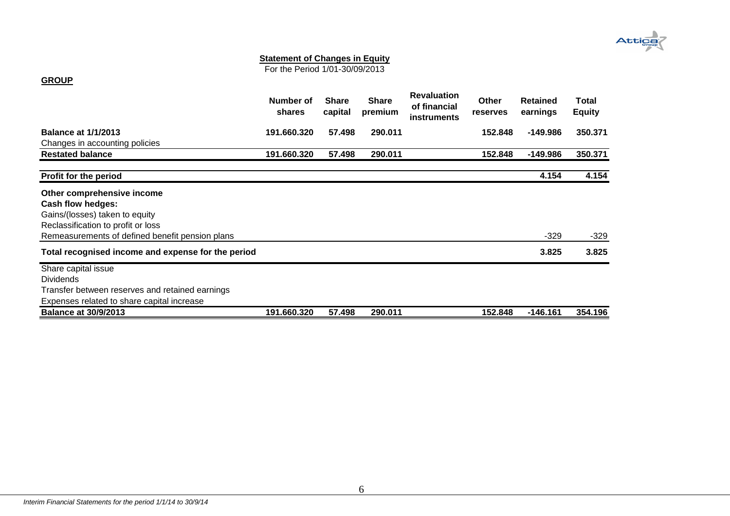**Statement of Changes in Equity**

For the Period 1/01-30/09/2013

**GROUP**

| | Number of shares | Share capital | Share premium | Revaluation of financial instruments | Other reserves | Retained earnings | Total Equity |
|---|---|---|---|---|---|---|---|
| **Balance at 1/1/2013** | **191.660.320** | **57.498** | **290.011** | | **152.848** | **-149.986** | **350.371** |
| Changes in accounting policies | | | | | | | |
| **Restated balance** | **191.660.320** | **57.498** | **290.011** | | **152.848** | **-149.986** | **350.371** |
| **Profit for the period** | | | | | | **4.154** | **4.154** |
| **Other comprehensive income** | | | | | | | |
| **Cash flow hedges:** | | | | | | | |
| Gains/(losses) taken to equity | | | | | | | |
| Reclassification to profit or loss | | | | | | | |
| Remeasurements of defined benefit pension plans | | | | | | -329 | -329 |
| **Total recognised income and expense for the period** | | | | | | **3.825** | **3.825** |
| Share capital issue | | | | | | | |
| Dividends | | | | | | | |
| Transfer between reserves and retained earnings | | | | | | | |
| Expenses related to share capital increase | | | | | | | |
| **Balance at 30/9/2013** | **191.660.320** | **57.498** | **290.011** | | **152.848** | **-146.161** | **354.196** |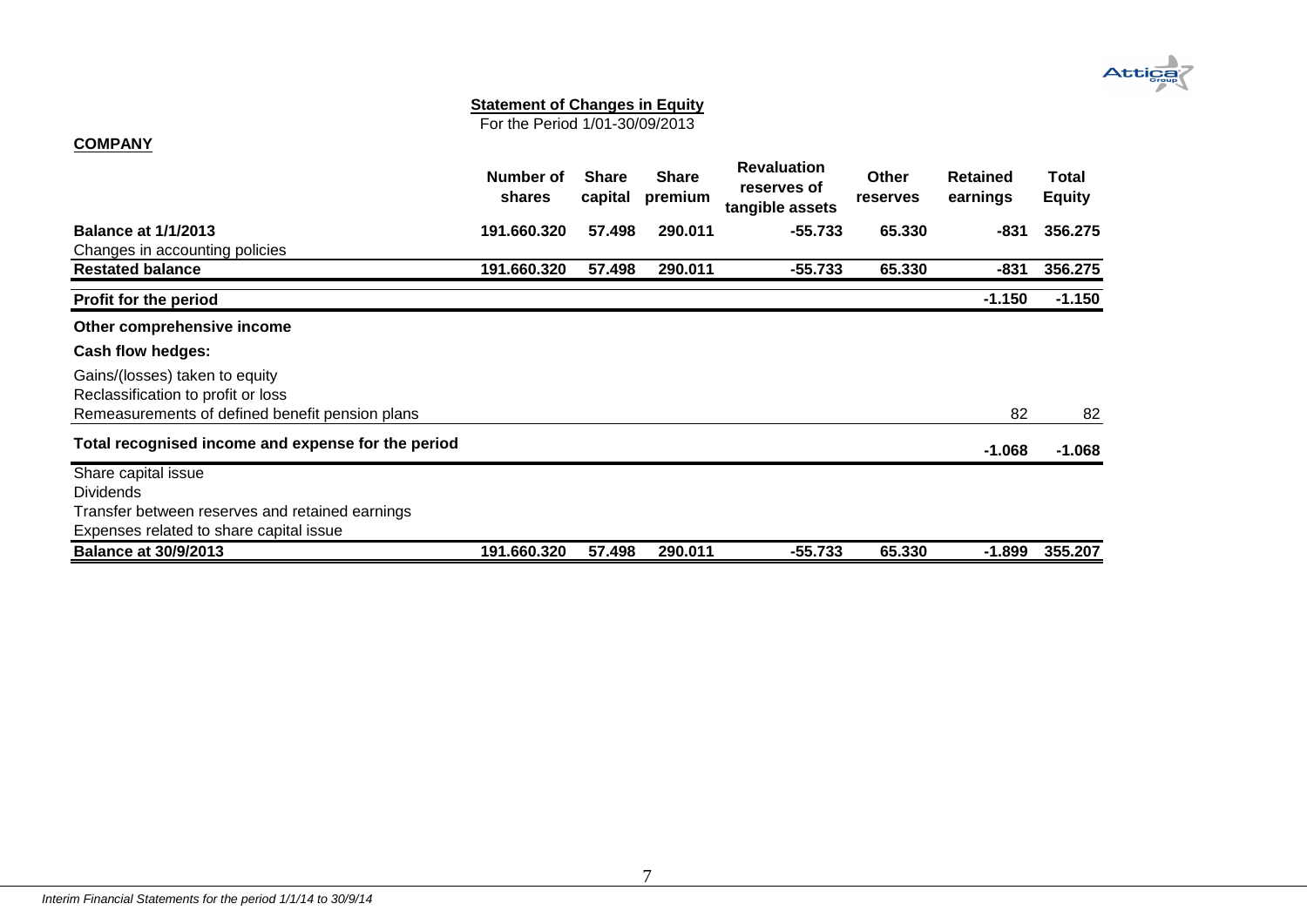**Statement of Changes in Equity**

For the Period 1/01-30/09/2013

**COMPANY**

| | Number of shares | Share capital | Share premium | Revaluation reserves of tangible assets | Other reserves | Retained earnings | Total Equity |
|---|---|---|---|---|---|---|---|
| **Balance at 1/1/2013** | **191.660.320** | **57.498** | **290.011** | **-55.733** | **65.330** | **-831** | **356.275** |
| Changes in accounting policies | | | | | | | |
| **Restated balance** | **191.660.320** | **57.498** | **290.011** | **-55.733** | **65.330** | **-831** | **356.275** |
| **Profit for the period** | | | | | | **-1.150** | **-1.150** |
| **Other comprehensive income** | | | | | | | |
| **Cash flow hedges:** | | | | | | | |
| Gains/(losses) taken to equity | | | | | | | |
| Reclassification to profit or loss | | | | | | | |
| Remeasurements of defined benefit pension plans | | | | | | 82 | 82 |
| **Total recognised income and expense for the period** | | | | | | **-1.068** | **-1.068** |
| Share capital issue | | | | | | | |
| Dividends | | | | | | | |
| Transfer between reserves and retained earnings | | | | | | | |
| Expenses related to share capital issue | | | | | | | |
| **Balance at 30/9/2013** | **191.660.320** | **57.498** | **290.011** | **-55.733** | **65.330** | **-1.899** | **355.207** |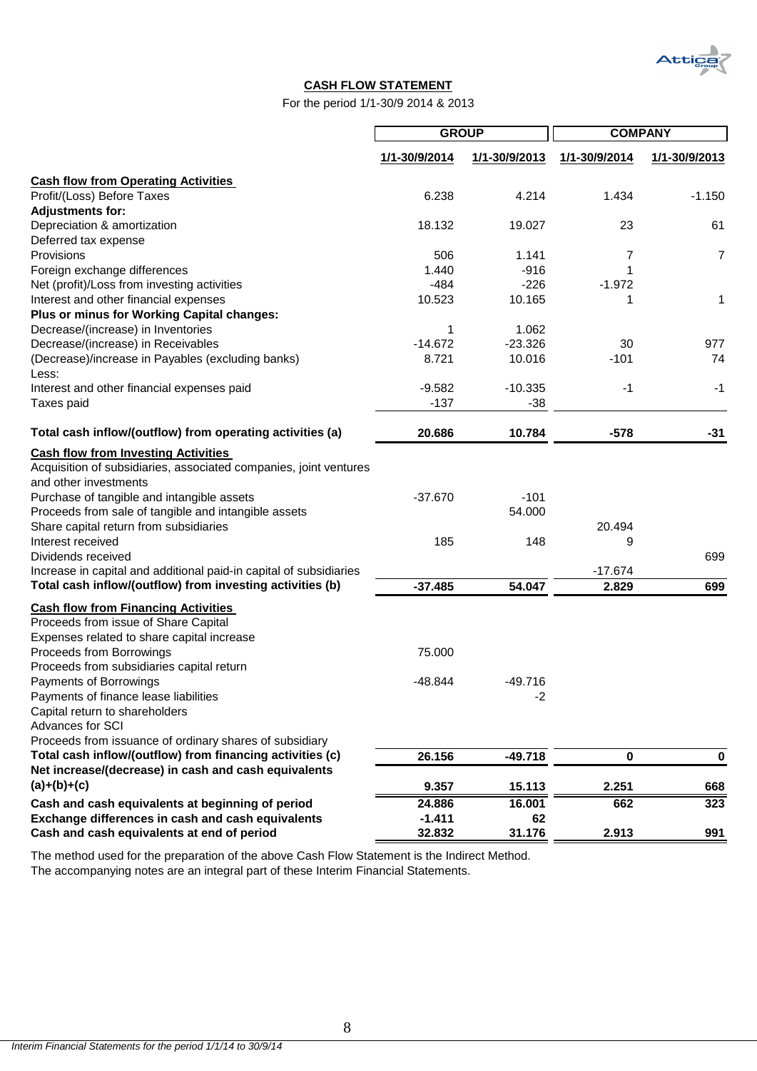## CASH FLOW STATEMENT

For the period 1/1-30/9 2014 & 2013

| | GROUP | | COMPANY | |
|---|---|---|---|---|
| | 1/1-30/9/2014 | 1/1-30/9/2013 | 1/1-30/9/2014 | 1/1-30/9/2013 |
| **Cash flow from Operating Activities** | | | | |
| Profit/(Loss) Before Taxes | 6.238 | 4.214 | 1.434 | -1.150 |
| **Adjustments for:** | | | | |
| Depreciation & amortization | 18.132 | 19.027 | 23 | 61 |
| Deferred tax expense | | | | |
| Provisions | 506 | 1.141 | 7 | 7 |
| Foreign exchange differences | 1.440 | -916 | 1 | |
| Net (profit)/Loss from investing activities | -484 | -226 | -1.972 | |
| Interest and other financial expenses | 10.523 | 10.165 | 1 | 1 |
| **Plus or minus for Working Capital changes:** | | | | |
| Decrease/(increase) in Inventories | 1 | 1.062 | | |
| Decrease/(increase) in Receivables | -14.672 | -23.326 | 30 | 977 |
| (Decrease)/increase in Payables (excluding banks) | 8.721 | 10.016 | -101 | 74 |
| Less: | | | | |
| Interest and other financial expenses paid | -9.582 | -10.335 | -1 | -1 |
| Taxes paid | -137 | -38 | | |
| **Total cash inflow/(outflow) from operating activities (a)** | **20.686** | **10.784** | **-578** | **-31** |
| **Cash flow from Investing Activities** | | | | |
| Acquisition of subsidiaries, associated companies, joint ventures and other investments | | | | |
| Purchase of tangible and intangible assets | -37.670 | -101 | | |
| Proceeds from sale of tangible and intangible assets | | 54.000 | | |
| Share capital return from subsidiaries | | | 20.494 | |
| Interest received | 185 | 148 | 9 | |
| Dividends received | | | | 699 |
| Increase in capital and additional paid-in capital of subsidiaries | | | -17.674 | |
| **Total cash inflow/(outflow) from investing activities (b)** | **-37.485** | **54.047** | **2.829** | **699** |
| **Cash flow from Financing Activities** | | | | |
| Proceeds from issue of Share Capital | | | | |
| Expenses related to share capital increase | | | | |
| Proceeds from Borrowings | 75.000 | | | |
| Proceeds from subsidiaries capital return | | | | |
| Payments of Borrowings | -48.844 | -49.716 | | |
| Payments of finance lease liabilities | | -2 | | |
| Capital return to shareholders | | | | |
| Advances for SCI | | | | |
| Proceeds from issuance of ordinary shares of subsidiary | | | | |
| **Total cash inflow/(outflow) from financing activities (c)** | **26.156** | **-49.718** | **0** | **0** |
| **Net increase/(decrease) in cash and cash equivalents (a)+(b)+(c)** | **9.357** | **15.113** | **2.251** | **668** |
| **Cash and cash equivalents at beginning of period** | **24.886** | **16.001** | **662** | **323** |
| **Exchange differences in cash and cash equivalents** | **-1.411** | **62** | | |
| **Cash and cash equivalents at end of period** | **32.832** | **31.176** | **2.913** | **991** |

The method used for the preparation of the above Cash Flow Statement is the Indirect Method.
The accompanying notes are an integral part of these Interim Financial Statements.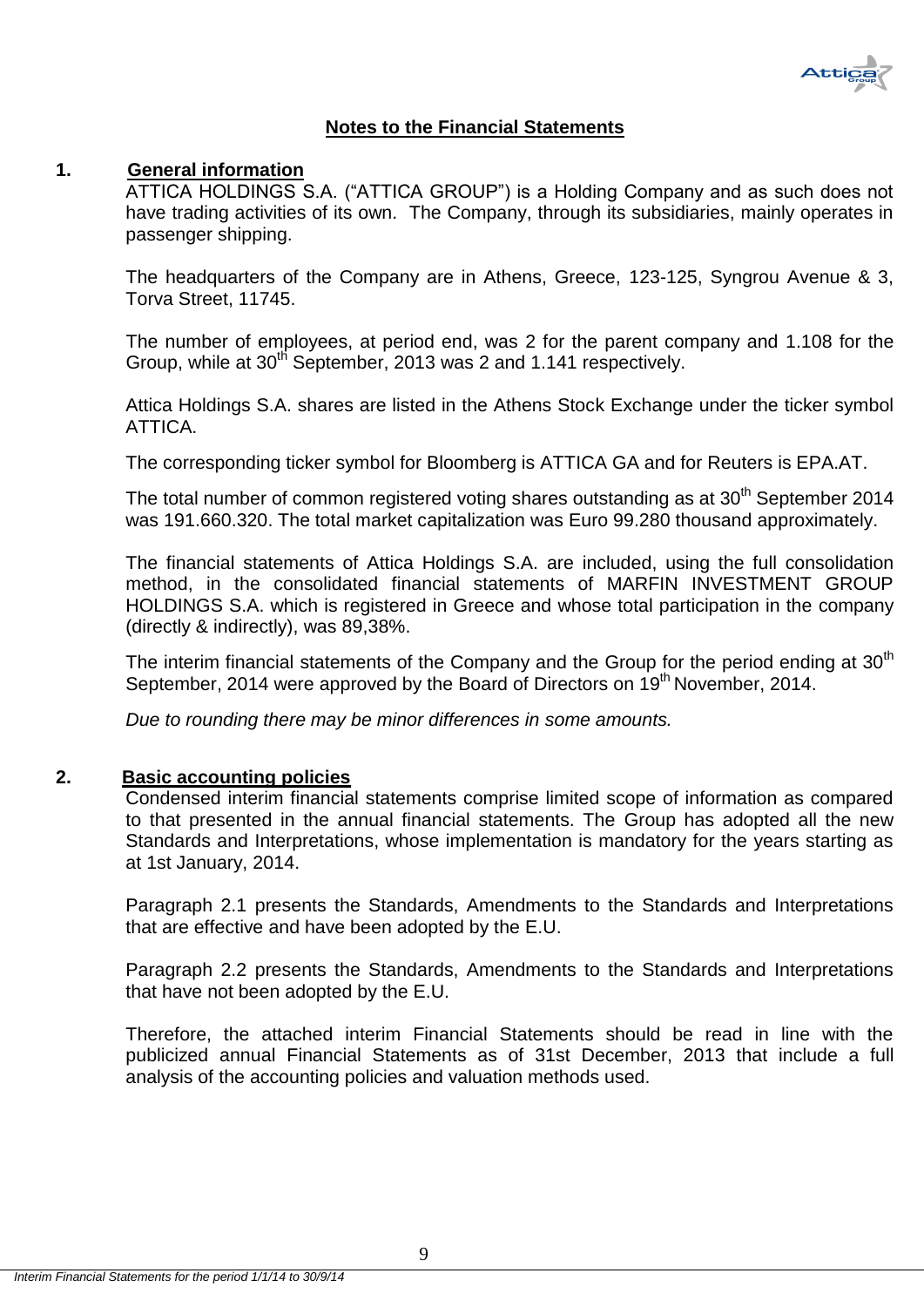## Notes to the Financial Statements

### 1. General information

ATTICA HOLDINGS S.A. ("ATTICA GROUP") is a Holding Company and as such does not have trading activities of its own. The Company, through its subsidiaries, mainly operates in passenger shipping.

The headquarters of the Company are in Athens, Greece, 123-125, Syngrou Avenue & 3, Torva Street, 11745.

The number of employees, at period end, was 2 for the parent company and 1.108 for the Group, while at 30th September, 2013 was 2 and 1.141 respectively.

Attica Holdings S.A. shares are listed in the Athens Stock Exchange under the ticker symbol ATTICA.

The corresponding ticker symbol for Bloomberg is ATTICA GA and for Reuters is EPA.AT.

The total number of common registered voting shares outstanding as at 30th September 2014 was 191.660.320. The total market capitalization was Euro 99.280 thousand approximately.

The financial statements of Attica Holdings S.A. are included, using the full consolidation method, in the consolidated financial statements of MARFIN INVESTMENT GROUP HOLDINGS S.A. which is registered in Greece and whose total participation in the company (directly & indirectly), was 89,38%.

The interim financial statements of the Company and the Group for the period ending at 30th September, 2014 were approved by the Board of Directors on 19th November, 2014.

*Due to rounding there may be minor differences in some amounts.*

### 2. Basic accounting policies

Condensed interim financial statements comprise limited scope of information as compared to that presented in the annual financial statements. The Group has adopted all the new Standards and Interpretations, whose implementation is mandatory for the years starting as at 1st January, 2014.

Paragraph 2.1 presents the Standards, Amendments to the Standards and Interpretations that are effective and have been adopted by the E.U.

Paragraph 2.2 presents the Standards, Amendments to the Standards and Interpretations that have not been adopted by the E.U.

Therefore, the attached interim Financial Statements should be read in line with the publicized annual Financial Statements as of 31st December, 2013 that include a full analysis of the accounting policies and valuation methods used.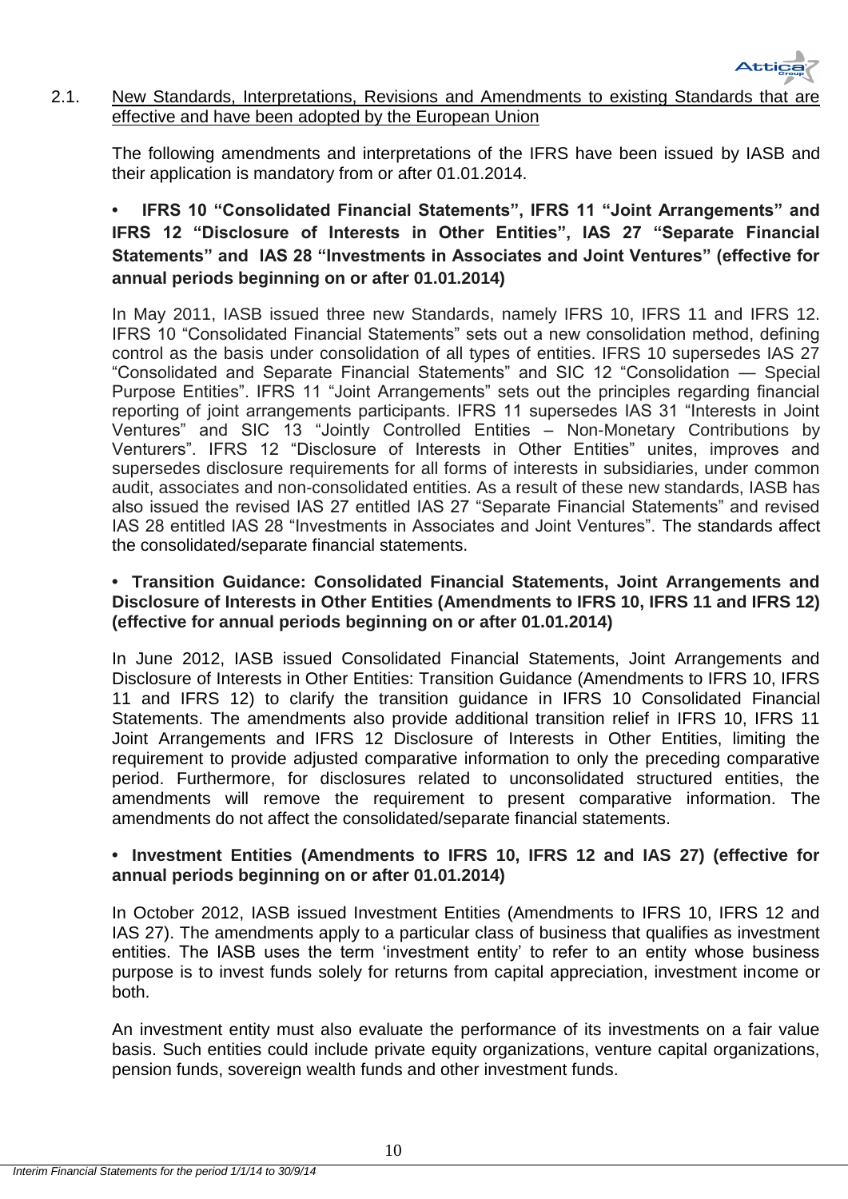## 2.1. New Standards, Interpretations, Revisions and Amendments to existing Standards that are effective and have been adopted by the European Union

The following amendments and interpretations of the IFRS have been issued by IASB and their application is mandatory from or after 01.01.2014.

**• IFRS 10 "Consolidated Financial Statements", IFRS 11 "Joint Arrangements" and IFRS 12 "Disclosure of Interests in Other Entities", IAS 27 "Separate Financial Statements" and IAS 28 "Investments in Associates and Joint Ventures" (effective for annual periods beginning on or after 01.01.2014)**

In May 2011, IASB issued three new Standards, namely IFRS 10, IFRS 11 and IFRS 12. IFRS 10 "Consolidated Financial Statements" sets out a new consolidation method, defining control as the basis under consolidation of all types of entities. IFRS 10 supersedes IAS 27 "Consolidated and Separate Financial Statements" and SIC 12 "Consolidation — Special Purpose Entities". IFRS 11 "Joint Arrangements" sets out the principles regarding financial reporting of joint arrangements participants. IFRS 11 supersedes IAS 31 "Interests in Joint Ventures" and SIC 13 "Jointly Controlled Entities – Non-Monetary Contributions by Venturers". IFRS 12 "Disclosure of Interests in Other Entities" unites, improves and supersedes disclosure requirements for all forms of interests in subsidiaries, under common audit, associates and non-consolidated entities. As a result of these new standards, IASB has also issued the revised IAS 27 entitled IAS 27 "Separate Financial Statements" and revised IAS 28 entitled IAS 28 "Investments in Associates and Joint Ventures". The standards affect the consolidated/separate financial statements.

**• Transition Guidance: Consolidated Financial Statements, Joint Arrangements and Disclosure of Interests in Other Entities (Amendments to IFRS 10, IFRS 11 and IFRS 12) (effective for annual periods beginning on or after 01.01.2014)**

In June 2012, IASB issued Consolidated Financial Statements, Joint Arrangements and Disclosure of Interests in Other Entities: Transition Guidance (Amendments to IFRS 10, IFRS 11 and IFRS 12) to clarify the transition guidance in IFRS 10 Consolidated Financial Statements. The amendments also provide additional transition relief in IFRS 10, IFRS 11 Joint Arrangements and IFRS 12 Disclosure of Interests in Other Entities, limiting the requirement to provide adjusted comparative information to only the preceding comparative period. Furthermore, for disclosures related to unconsolidated structured entities, the amendments will remove the requirement to present comparative information. The amendments do not affect the consolidated/separate financial statements.

**• Investment Entities (Amendments to IFRS 10, IFRS 12 and IAS 27) (effective for annual periods beginning on or after 01.01.2014)**

In October 2012, IASB issued Investment Entities (Amendments to IFRS 10, IFRS 12 and IAS 27). The amendments apply to a particular class of business that qualifies as investment entities. The IASB uses the term 'investment entity' to refer to an entity whose business purpose is to invest funds solely for returns from capital appreciation, investment income or both.

An investment entity must also evaluate the performance of its investments on a fair value basis. Such entities could include private equity organizations, venture capital organizations, pension funds, sovereign wealth funds and other investment funds.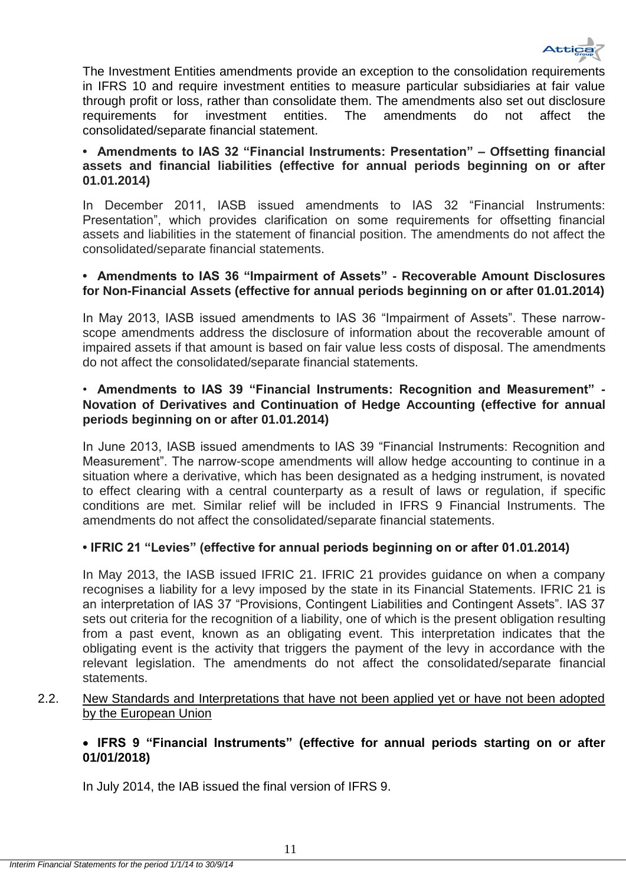The Investment Entities amendments provide an exception to the consolidation requirements in IFRS 10 and require investment entities to measure particular subsidiaries at fair value through profit or loss, rather than consolidate them. The amendments also set out disclosure requirements for investment entities. The amendments do not affect the consolidated/separate financial statement.

**• Amendments to IAS 32 "Financial Instruments: Presentation" – Offsetting financial assets and financial liabilities (effective for annual periods beginning on or after 01.01.2014)**

In December 2011, IASB issued amendments to IAS 32 "Financial Instruments: Presentation", which provides clarification on some requirements for offsetting financial assets and liabilities in the statement of financial position. The amendments do not affect the consolidated/separate financial statements.

**• Amendments to IAS 36 "Impairment of Assets" - Recoverable Amount Disclosures for Non-Financial Assets (effective for annual periods beginning on or after 01.01.2014)**

In May 2013, IASB issued amendments to IAS 36 "Impairment of Assets". These narrow-scope amendments address the disclosure of information about the recoverable amount of impaired assets if that amount is based on fair value less costs of disposal. The amendments do not affect the consolidated/separate financial statements.

• **Amendments to IAS 39 "Financial Instruments: Recognition and Measurement" - Novation of Derivatives and Continuation of Hedge Accounting (effective for annual periods beginning on or after 01.01.2014)**

In June 2013, IASB issued amendments to IAS 39 "Financial Instruments: Recognition and Measurement". The narrow-scope amendments will allow hedge accounting to continue in a situation where a derivative, which has been designated as a hedging instrument, is novated to effect clearing with a central counterparty as a result of laws or regulation, if specific conditions are met. Similar relief will be included in IFRS 9 Financial Instruments. The amendments do not affect the consolidated/separate financial statements.

**• IFRIC 21 "Levies" (effective for annual periods beginning on or after 01.01.2014)**

In May 2013, the IASB issued IFRIC 21. IFRIC 21 provides guidance on when a company recognises a liability for a levy imposed by the state in its Financial Statements. IFRIC 21 is an interpretation of IAS 37 "Provisions, Contingent Liabilities and Contingent Assets". IAS 37 sets out criteria for the recognition of a liability, one of which is the present obligation resulting from a past event, known as an obligating event. This interpretation indicates that the obligating event is the activity that triggers the payment of the levy in accordance with the relevant legislation. The amendments do not affect the consolidated/separate financial statements.

2.2. New Standards and Interpretations that have not been applied yet or have not been adopted by the European Union

- **IFRS 9 "Financial Instruments" (effective for annual periods starting on or after 01/01/2018)**

In July 2014, the IAB issued the final version of IFRS 9.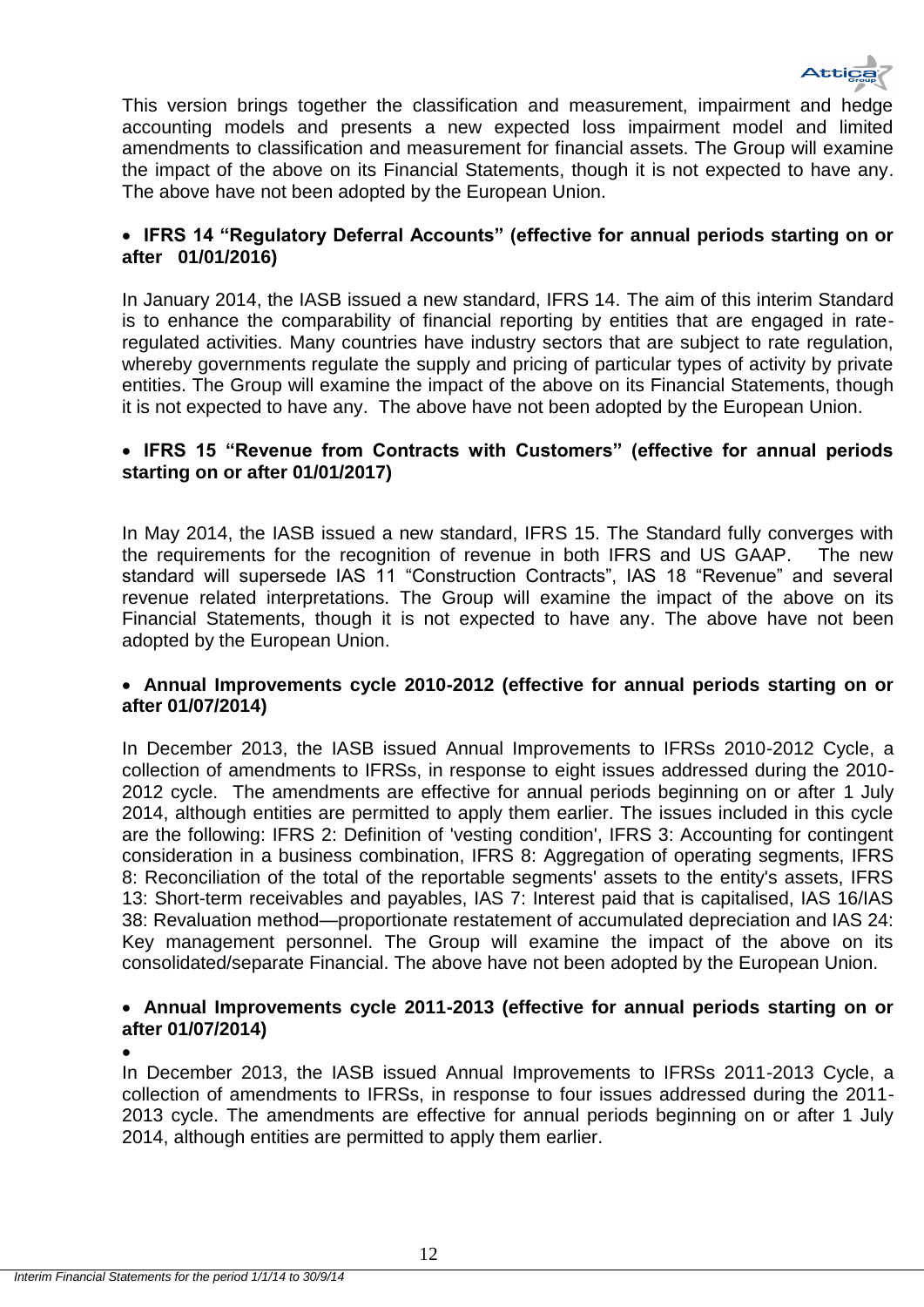This version brings together the classification and measurement, impairment and hedge accounting models and presents a new expected loss impairment model and limited amendments to classification and measurement for financial assets. The Group will examine the impact of the above on its Financial Statements, though it is not expected to have any. The above have not been adopted by the European Union.

- **IFRS 14 "Regulatory Deferral Accounts" (effective for annual periods starting on or after 01/01/2016)**

In January 2014, the IASB issued a new standard, IFRS 14. The aim of this interim Standard is to enhance the comparability of financial reporting by entities that are engaged in rate-regulated activities. Many countries have industry sectors that are subject to rate regulation, whereby governments regulate the supply and pricing of particular types of activity by private entities. The Group will examine the impact of the above on its Financial Statements, though it is not expected to have any. The above have not been adopted by the European Union.

- **IFRS 15 "Revenue from Contracts with Customers" (effective for annual periods starting on or after 01/01/2017)**

In May 2014, the IASB issued a new standard, IFRS 15. The Standard fully converges with the requirements for the recognition of revenue in both IFRS and US GAAP. The new standard will supersede IAS 11 "Construction Contracts", IAS 18 "Revenue" and several revenue related interpretations. The Group will examine the impact of the above on its Financial Statements, though it is not expected to have any. The above have not been adopted by the European Union.

- **Annual Improvements cycle 2010-2012 (effective for annual periods starting on or after 01/07/2014)**

In December 2013, the IASB issued Annual Improvements to IFRSs 2010-2012 Cycle, a collection of amendments to IFRSs, in response to eight issues addressed during the 2010-2012 cycle. The amendments are effective for annual periods beginning on or after 1 July 2014, although entities are permitted to apply them earlier. The issues included in this cycle are the following: IFRS 2: Definition of 'vesting condition', IFRS 3: Accounting for contingent consideration in a business combination, IFRS 8: Aggregation of operating segments, IFRS 8: Reconciliation of the total of the reportable segments' assets to the entity's assets, IFRS 13: Short-term receivables and payables, IAS 7: Interest paid that is capitalised, IAS 16/IAS 38: Revaluation method—proportionate restatement of accumulated depreciation and IAS 24: Key management personnel. The Group will examine the impact of the above on its consolidated/separate Financial. The above have not been adopted by the European Union.

- **Annual Improvements cycle 2011-2013 (effective for annual periods starting on or after 01/07/2014)**

In December 2013, the IASB issued Annual Improvements to IFRSs 2011-2013 Cycle, a collection of amendments to IFRSs, in response to four issues addressed during the 2011-2013 cycle. The amendments are effective for annual periods beginning on or after 1 July 2014, although entities are permitted to apply them earlier.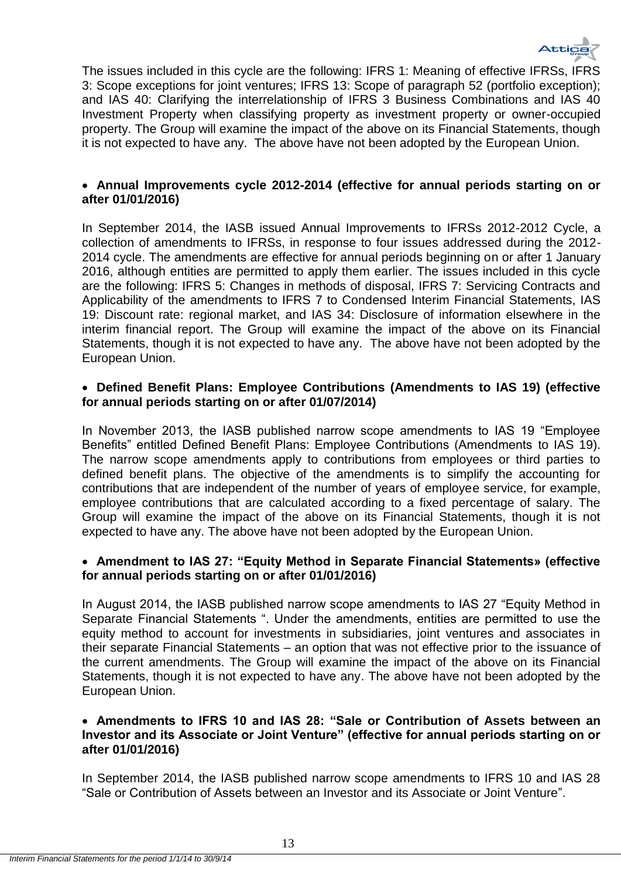The issues included in this cycle are the following: IFRS 1: Meaning of effective IFRSs, IFRS 3: Scope exceptions for joint ventures; IFRS 13: Scope of paragraph 52 (portfolio exception); and IAS 40: Clarifying the interrelationship of IFRS 3 Business Combinations and IAS 40 Investment Property when classifying property as investment property or owner-occupied property. The Group will examine the impact of the above on its Financial Statements, though it is not expected to have any. The above have not been adopted by the European Union.

- **Annual Improvements cycle 2012-2014 (effective for annual periods starting on or after 01/01/2016)**

In September 2014, the IASB issued Annual Improvements to IFRSs 2012-2012 Cycle, a collection of amendments to IFRSs, in response to four issues addressed during the 2012-2014 cycle. The amendments are effective for annual periods beginning on or after 1 January 2016, although entities are permitted to apply them earlier. The issues included in this cycle are the following: IFRS 5: Changes in methods of disposal, IFRS 7: Servicing Contracts and Applicability of the amendments to IFRS 7 to Condensed Interim Financial Statements, IAS 19: Discount rate: regional market, and IAS 34: Disclosure of information elsewhere in the interim financial report. The Group will examine the impact of the above on its Financial Statements, though it is not expected to have any. The above have not been adopted by the European Union.

- **Defined Benefit Plans: Employee Contributions (Amendments to IAS 19) (effective for annual periods starting on or after 01/07/2014)**

In November 2013, the IASB published narrow scope amendments to IAS 19 “Employee Benefits” entitled Defined Benefit Plans: Employee Contributions (Amendments to IAS 19). The narrow scope amendments apply to contributions from employees or third parties to defined benefit plans. The objective of the amendments is to simplify the accounting for contributions that are independent of the number of years of employee service, for example, employee contributions that are calculated according to a fixed percentage of salary. The Group will examine the impact of the above on its Financial Statements, though it is not expected to have any. The above have not been adopted by the European Union.

- **Amendment to IAS 27: “Equity Method in Separate Financial Statements» (effective for annual periods starting on or after 01/01/2016)**

In August 2014, the IASB published narrow scope amendments to IAS 27 “Equity Method in Separate Financial Statements “. Under the amendments, entities are permitted to use the equity method to account for investments in subsidiaries, joint ventures and associates in their separate Financial Statements – an option that was not effective prior to the issuance of the current amendments. The Group will examine the impact of the above on its Financial Statements, though it is not expected to have any. The above have not been adopted by the European Union.

- **Amendments to IFRS 10 and IAS 28: “Sale or Contribution of Assets between an Investor and its Associate or Joint Venture” (effective for annual periods starting on or after 01/01/2016)**

In September 2014, the IASB published narrow scope amendments to IFRS 10 and IAS 28 “Sale or Contribution of Assets between an Investor and its Associate or Joint Venture”.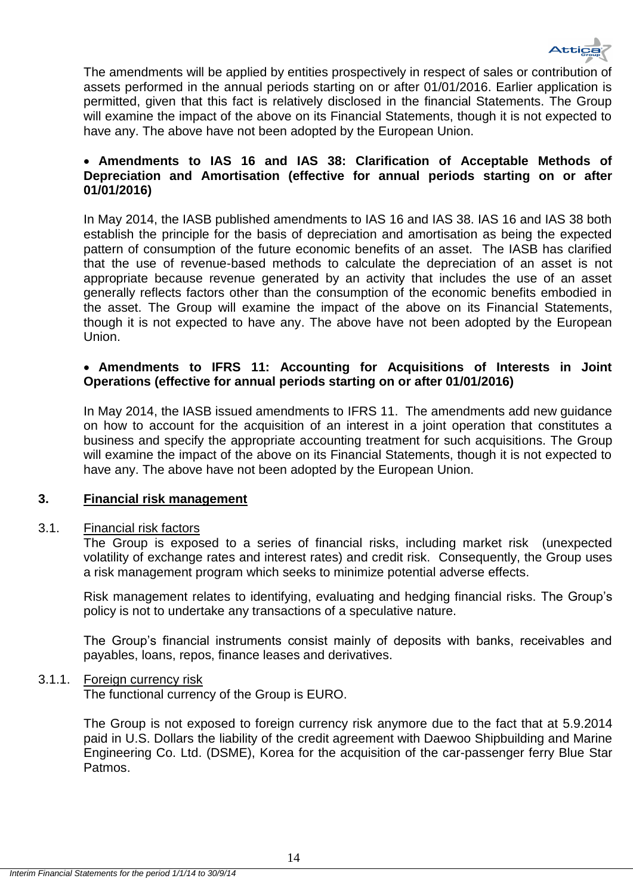The amendments will be applied by entities prospectively in respect of sales or contribution of assets performed in the annual periods starting on or after 01/01/2016. Earlier application is permitted, given that this fact is relatively disclosed in the financial Statements. The Group will examine the impact of the above on its Financial Statements, though it is not expected to have any. The above have not been adopted by the European Union.

- **Amendments to IAS 16 and IAS 38: Clarification of Acceptable Methods of Depreciation and Amortisation (effective for annual periods starting on or after 01/01/2016)**

In May 2014, the IASB published amendments to IAS 16 and IAS 38. IAS 16 and IAS 38 both establish the principle for the basis of depreciation and amortisation as being the expected pattern of consumption of the future economic benefits of an asset. The IASB has clarified that the use of revenue-based methods to calculate the depreciation of an asset is not appropriate because revenue generated by an activity that includes the use of an asset generally reflects factors other than the consumption of the economic benefits embodied in the asset. The Group will examine the impact of the above on its Financial Statements, though it is not expected to have any. The above have not been adopted by the European Union.

- **Amendments to IFRS 11: Accounting for Acquisitions of Interests in Joint Operations (effective for annual periods starting on or after 01/01/2016)**

In May 2014, the IASB issued amendments to IFRS 11. The amendments add new guidance on how to account for the acquisition of an interest in a joint operation that constitutes a business and specify the appropriate accounting treatment for such acquisitions. The Group will examine the impact of the above on its Financial Statements, though it is not expected to have any. The above have not been adopted by the European Union.

## 3. Financial risk management

### 3.1. Financial risk factors

The Group is exposed to a series of financial risks, including market risk (unexpected volatility of exchange rates and interest rates) and credit risk. Consequently, the Group uses a risk management program which seeks to minimize potential adverse effects.

Risk management relates to identifying, evaluating and hedging financial risks. The Group's policy is not to undertake any transactions of a speculative nature.

The Group's financial instruments consist mainly of deposits with banks, receivables and payables, loans, repos, finance leases and derivatives.

#### 3.1.1. Foreign currency risk

The functional currency of the Group is EURO.

The Group is not exposed to foreign currency risk anymore due to the fact that at 5.9.2014 paid in U.S. Dollars the liability of the credit agreement with Daewoo Shipbuilding and Marine Engineering Co. Ltd. (DSME), Korea for the acquisition of the car-passenger ferry Blue Star Patmos.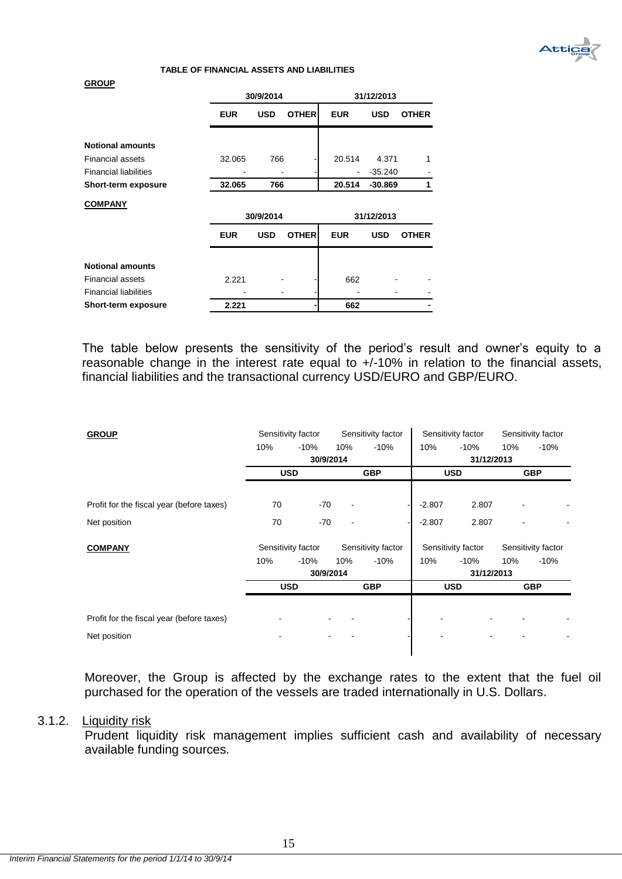**TABLE OF FINANCIAL ASSETS AND LIABILITIES**

**GROUP**

| | 30/9/2014 | | | 31/12/2013 | | |
|---|---|---|---|---|---|---|
| | **EUR** | **USD** | **OTHER** | **EUR** | **USD** | **OTHER** |
| **Notional amounts** | | | | | | |
| Financial assets | 32.065 | 766 | - | 20.514 | 4.371 | 1 |
| Financial liabilities | - | - | - | - | -35.240 | - |
| **Short-term exposure** | **32.065** | **766** | | **20.514** | **-30.869** | **1** |

**COMPANY**

| | 30/9/2014 | | | 31/12/2013 | | |
|---|---|---|---|---|---|---|
| | **EUR** | **USD** | **OTHER** | **EUR** | **USD** | **OTHER** |
| **Notional amounts** | | | | | | |
| Financial assets | 2.221 | - | - | 662 | - | - |
| Financial liabilities | - | - | - | - | - | - |
| **Short-term exposure** | **2.221** | | **-** | **662** | | **-** |

The table below presents the sensitivity of the period's result and owner's equity to a reasonable change in the interest rate equal to +/-10% in relation to the financial assets, financial liabilities and the transactional currency USD/EURO and GBP/EURO.

| **GROUP** | Sensitivity factor | | Sensitivity factor | | Sensitivity factor | | Sensitivity factor | |
|---|---|---|---|---|---|---|---|---|
| | 10% | -10% | 10% | -10% | 10% | -10% | 10% | -10% |
| | 30/9/2014 | | | | 31/12/2013 | | | |
| | **USD** | | **GBP** | | **USD** | | **GBP** | |
| Profit for the fiscal year (before taxes) | 70 | -70 | - | - | -2.807 | 2.807 | - | - |
| Net position | 70 | -70 | - | - | -2.807 | 2.807 | - | - |

| **COMPANY** | Sensitivity factor | | Sensitivity factor | | Sensitivity factor | | Sensitivity factor | |
|---|---|---|---|---|---|---|---|---|
| | 10% | -10% | 10% | -10% | 10% | -10% | 10% | -10% |
| | 30/9/2014 | | | | 31/12/2013 | | | |
| | **USD** | | **GBP** | | **USD** | | **GBP** | |
| Profit for the fiscal year (before taxes) | - | - | - | - | - | - | - | - |
| Net position | - | - | - | - | - | - | - | - |

Moreover, the Group is affected by the exchange rates to the extent that the fuel oil purchased for the operation of the vessels are traded internationally in U.S. Dollars.

3.1.2. Liquidity risk

Prudent liquidity risk management implies sufficient cash and availability of necessary available funding sources.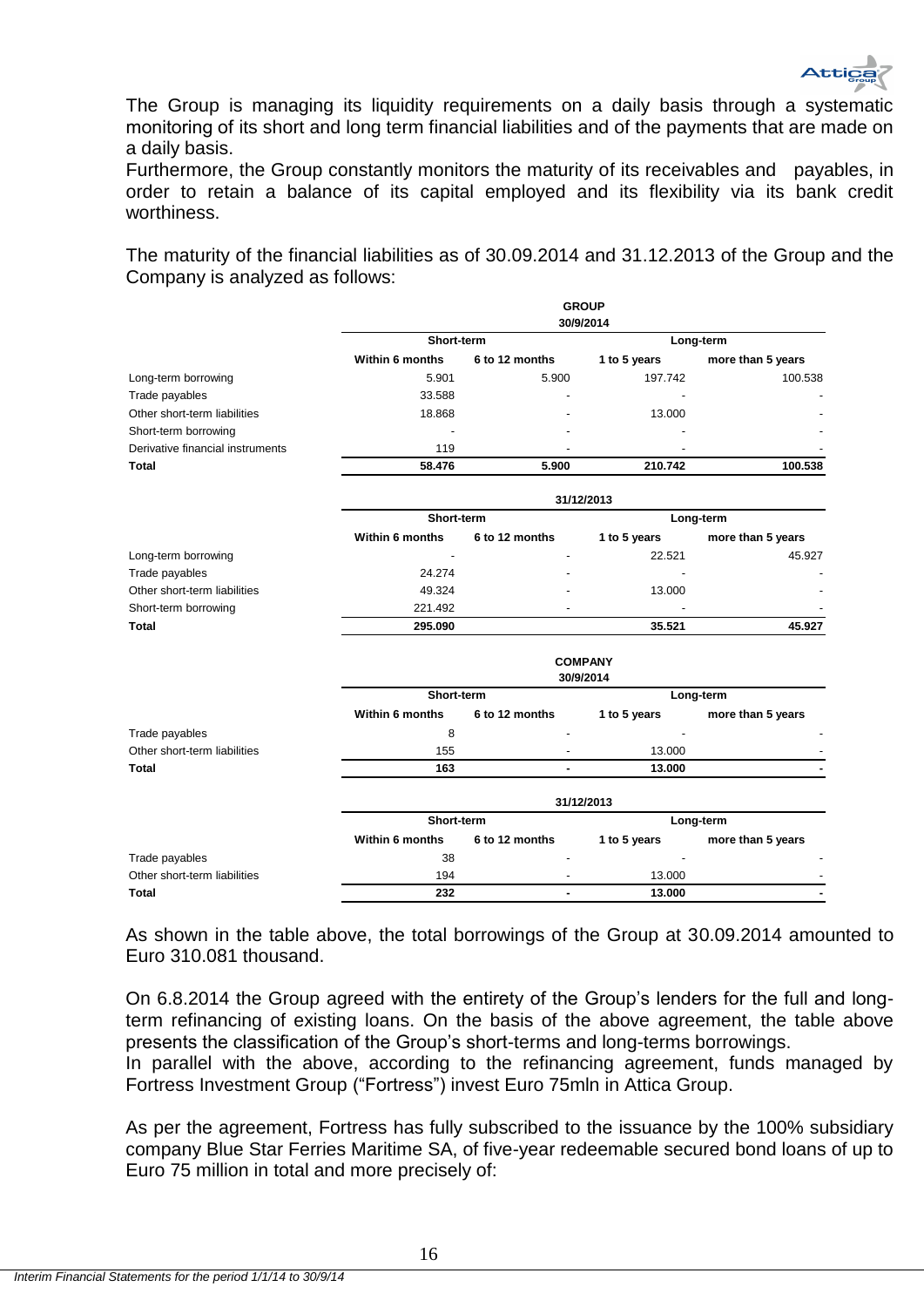The Group is managing its liquidity requirements on a daily basis through a systematic monitoring of its short and long term financial liabilities and of the payments that are made on a daily basis.

Furthermore, the Group constantly monitors the maturity of its receivables and payables, in order to retain a balance of its capital employed and its flexibility via its bank credit worthiness.

The maturity of the financial liabilities as of 30.09.2014 and 31.12.2013 of the Group and the Company is analyzed as follows:

**GROUP**

**30/9/2014**

| | Short-term | | Long-term | |
|---|---|---|---|---|
| | **Within 6 months** | **6 to 12 months** | **1 to 5 years** | **more than 5 years** |
| Long-term borrowing | 5.901 | 5.900 | 197.742 | 100.538 |
| Trade payables | 33.588 | - | - | - |
| Other short-term liabilities | 18.868 | - | 13.000 | - |
| Short-term borrowing | - | - | - | - |
| Derivative financial instruments | 119 | - | - | - |
| **Total** | **58.476** | **5.900** | **210.742** | **100.538** |

**31/12/2013**

| | Short-term | | Long-term | |
|---|---|---|---|---|
| | **Within 6 months** | **6 to 12 months** | **1 to 5 years** | **more than 5 years** |
| Long-term borrowing | - | - | 22.521 | 45.927 |
| Trade payables | 24.274 | - | - | - |
| Other short-term liabilities | 49.324 | - | 13.000 | - |
| Short-term borrowing | 221.492 | - | - | - |
| **Total** | **295.090** | | **35.521** | **45.927** |

**COMPANY**

**30/9/2014**

| | Short-term | | Long-term | |
|---|---|---|---|---|
| | **Within 6 months** | **6 to 12 months** | **1 to 5 years** | **more than 5 years** |
| Trade payables | 8 | - | - | - |
| Other short-term liabilities | 155 | - | 13.000 | - |
| **Total** | **163** | **-** | **13.000** | **-** |

**31/12/2013**

| | Short-term | | Long-term | |
|---|---|---|---|---|
| | **Within 6 months** | **6 to 12 months** | **1 to 5 years** | **more than 5 years** |
| Trade payables | 38 | - | - | - |
| Other short-term liabilities | 194 | - | 13.000 | - |
| **Total** | **232** | **-** | **13.000** | **-** |

As shown in the table above, the total borrowings of the Group at 30.09.2014 amounted to Euro 310.081 thousand.

On 6.8.2014 the Group agreed with the entirety of the Group's lenders for the full and long-term refinancing of existing loans. On the basis of the above agreement, the table above presents the classification of the Group's short-terms and long-terms borrowings.

In parallel with the above, according to the refinancing agreement, funds managed by Fortress Investment Group ("Fortress") invest Euro 75mln in Attica Group.

As per the agreement, Fortress has fully subscribed to the issuance by the 100% subsidiary company Blue Star Ferries Maritime SA, of five-year redeemable secured bond loans of up to Euro 75 million in total and more precisely of: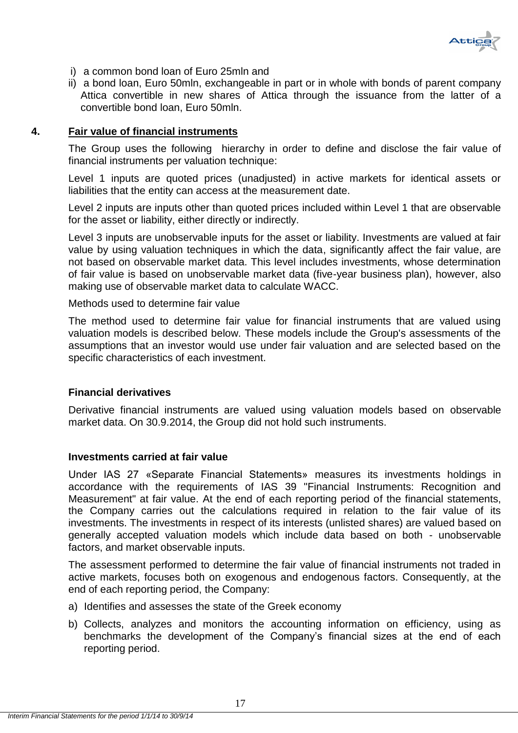i) a common bond loan of Euro 25mln and
ii) a bond loan, Euro 50mln, exchangeable in part or in whole with bonds of parent company Attica convertible in new shares of Attica through the issuance from the latter of a convertible bond loan, Euro 50mln.

## 4. Fair value of financial instruments

The Group uses the following hierarchy in order to define and disclose the fair value of financial instruments per valuation technique:

Level 1 inputs are quoted prices (unadjusted) in active markets for identical assets or liabilities that the entity can access at the measurement date.

Level 2 inputs are inputs other than quoted prices included within Level 1 that are observable for the asset or liability, either directly or indirectly.

Level 3 inputs are unobservable inputs for the asset or liability. Investments are valued at fair value by using valuation techniques in which the data, significantly affect the fair value, are not based on observable market data. This level includes investments, whose determination of fair value is based on unobservable market data (five-year business plan), however, also making use of observable market data to calculate WACC.

Methods used to determine fair value

The method used to determine fair value for financial instruments that are valued using valuation models is described below. These models include the Group's assessments of the assumptions that an investor would use under fair valuation and are selected based on the specific characteristics of each investment.

**Financial derivatives**

Derivative financial instruments are valued using valuation models based on observable market data. On 30.9.2014, the Group did not hold such instruments.

**Investments carried at fair value**

Under IAS 27 «Separate Financial Statements» measures its investments holdings in accordance with the requirements of IAS 39 "Financial Instruments: Recognition and Measurement" at fair value. At the end of each reporting period of the financial statements, the Company carries out the calculations required in relation to the fair value of its investments. The investments in respect of its interests (unlisted shares) are valued based on generally accepted valuation models which include data based on both - unobservable factors, and market observable inputs.

The assessment performed to determine the fair value of financial instruments not traded in active markets, focuses both on exogenous and endogenous factors. Consequently, at the end of each reporting period, the Company:

a) Identifies and assesses the state of the Greek economy
b) Collects, analyzes and monitors the accounting information on efficiency, using as benchmarks the development of the Company's financial sizes at the end of each reporting period.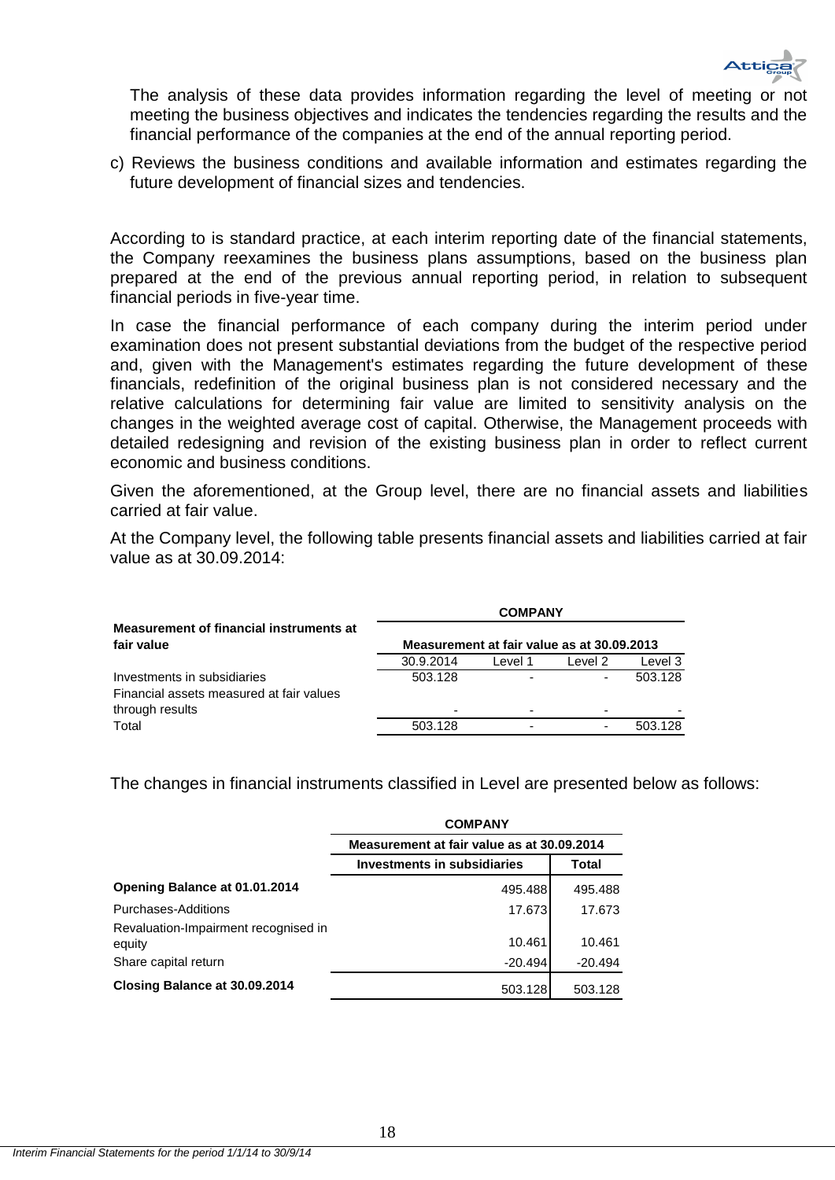The analysis of these data provides information regarding the level of meeting or not meeting the business objectives and indicates the tendencies regarding the results and the financial performance of the companies at the end of the annual reporting period.

c) Reviews the business conditions and available information and estimates regarding the future development of financial sizes and tendencies.

According to is standard practice, at each interim reporting date of the financial statements, the Company reexamines the business plans assumptions, based on the business plan prepared at the end of the previous annual reporting period, in relation to subsequent financial periods in five-year time.

In case the financial performance of each company during the interim period under examination does not present substantial deviations from the budget of the respective period and, given with the Management's estimates regarding the future development of these financials, redefinition of the original business plan is not considered necessary and the relative calculations for determining fair value are limited to sensitivity analysis on the changes in the weighted average cost of capital. Otherwise, the Management proceeds with detailed redesigning and revision of the existing business plan in order to reflect current economic and business conditions.

Given the aforementioned, at the Group level, there are no financial assets and liabilities carried at fair value.

At the Company level, the following table presents financial assets and liabilities carried at fair value as at 30.09.2014:

| Measurement of financial instruments at fair value | COMPANY | | | |
|---|---|---|---|---|
| | Measurement at fair value as at 30.09.2013 | | | |
| | 30.9.2014 | Level 1 | Level 2 | Level 3 |
| Investments in subsidiaries | 503.128 | - | - | 503.128 |
| Financial assets measured at fair values through results | - | - | - | - |
| Total | 503.128 | - | - | 503.128 |

The changes in financial instruments classified in Level are presented below as follows:

| | COMPANY | |
|---|---|---|
| | Measurement at fair value as at 30.09.2014 | |
| | Investments in subsidiaries | Total |
| **Opening Balance at 01.01.2014** | 495.488 | 495.488 |
| Purchases-Additions | 17.673 | 17.673 |
| Revaluation-Impairment recognised in equity | 10.461 | 10.461 |
| Share capital return | -20.494 | -20.494 |
| **Closing Balance at 30.09.2014** | 503.128 | 503.128 |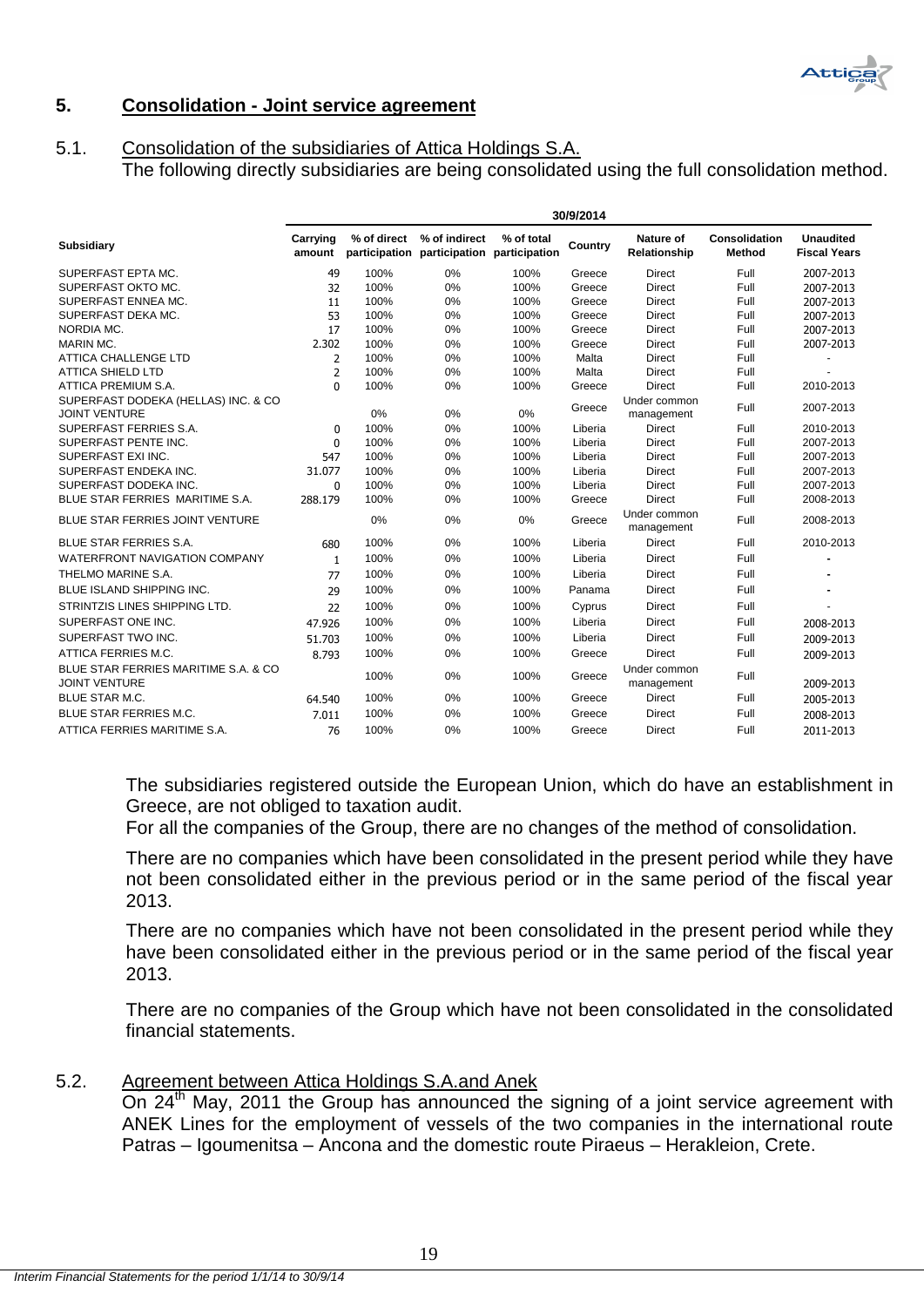## 5. Consolidation - Joint service agreement

### 5.1. Consolidation of the subsidiaries of Attica Holdings S.A.

The following directly subsidiaries are being consolidated using the full consolidation method.

| | 30/9/2014 | | | | | | | |
|---|---|---|---|---|---|---|---|---|
| Subsidiary | Carrying amount | % of direct participation | % of indirect participation | % of total participation | Country | Nature of Relationship | Consolidation Method | Unaudited Fiscal Years |
| SUPERFAST EPTA MC. | 49 | 100% | 0% | 100% | Greece | Direct | Full | 2007-2013 |
| SUPERFAST OKTO MC. | 32 | 100% | 0% | 100% | Greece | Direct | Full | 2007-2013 |
| SUPERFAST ENNEA MC. | 11 | 100% | 0% | 100% | Greece | Direct | Full | 2007-2013 |
| SUPERFAST DEKA MC. | 53 | 100% | 0% | 100% | Greece | Direct | Full | 2007-2013 |
| NORDIA MC. | 17 | 100% | 0% | 100% | Greece | Direct | Full | 2007-2013 |
| MARIN MC. | 2.302 | 100% | 0% | 100% | Greece | Direct | Full | 2007-2013 |
| ATTICA CHALLENGE LTD | 2 | 100% | 0% | 100% | Malta | Direct | Full | - |
| ATTICA SHIELD LTD | 2 | 100% | 0% | 100% | Malta | Direct | Full | - |
| ATTICA PREMIUM S.A. | 0 | 100% | 0% | 100% | Greece | Direct | Full | 2010-2013 |
| SUPERFAST DODEKA (HELLAS) INC. & CO JOINT VENTURE | | 0% | 0% | 0% | Greece | Under common management | Full | 2007-2013 |
| SUPERFAST FERRIES S.A. | 0 | 100% | 0% | 100% | Liberia | Direct | Full | 2010-2013 |
| SUPERFAST PENTE INC. | 0 | 100% | 0% | 100% | Liberia | Direct | Full | 2007-2013 |
| SUPERFAST EXI INC. | 547 | 100% | 0% | 100% | Liberia | Direct | Full | 2007-2013 |
| SUPERFAST ENDEKA INC. | 31.077 | 100% | 0% | 100% | Liberia | Direct | Full | 2007-2013 |
| SUPERFAST DODEKA INC. | 0 | 100% | 0% | 100% | Liberia | Direct | Full | 2007-2013 |
| BLUE STAR FERRIES MARITIME S.A. | 288.179 | 100% | 0% | 100% | Greece | Direct | Full | 2008-2013 |
| BLUE STAR FERRIES JOINT VENTURE | | 0% | 0% | 0% | Greece | Under common management | Full | 2008-2013 |
| BLUE STAR FERRIES S.A. | 680 | 100% | 0% | 100% | Liberia | Direct | Full | 2010-2013 |
| WATERFRONT NAVIGATION COMPANY | 1 | 100% | 0% | 100% | Liberia | Direct | Full | - |
| THELMO MARINE S.A. | 77 | 100% | 0% | 100% | Liberia | Direct | Full | - |
| BLUE ISLAND SHIPPING INC. | 29 | 100% | 0% | 100% | Panama | Direct | Full | - |
| STRINTZIS LINES SHIPPING LTD. | 22 | 100% | 0% | 100% | Cyprus | Direct | Full | - |
| SUPERFAST ONE INC. | 47.926 | 100% | 0% | 100% | Liberia | Direct | Full | 2008-2013 |
| SUPERFAST TWO INC. | 51.703 | 100% | 0% | 100% | Liberia | Direct | Full | 2009-2013 |
| ATTICA FERRIES M.C. | 8.793 | 100% | 0% | 100% | Greece | Direct | Full | 2009-2013 |
| BLUE STAR FERRIES MARITIME S.A. & CO JOINT VENTURE | | 100% | 0% | 100% | Greece | Under common management | Full | 2009-2013 |
| BLUE STAR M.C. | 64.540 | 100% | 0% | 100% | Greece | Direct | Full | 2005-2013 |
| BLUE STAR FERRIES M.C. | 7.011 | 100% | 0% | 100% | Greece | Direct | Full | 2008-2013 |
| ATTICA FERRIES MARITIME S.A. | 76 | 100% | 0% | 100% | Greece | Direct | Full | 2011-2013 |

The subsidiaries registered outside the European Union, which do have an establishment in Greece, are not obliged to taxation audit.

For all the companies of the Group, there are no changes of the method of consolidation.

There are no companies which have been consolidated in the present period while they have not been consolidated either in the previous period or in the same period of the fiscal year 2013.

There are no companies which have not been consolidated in the present period while they have been consolidated either in the previous period or in the same period of the fiscal year 2013.

There are no companies of the Group which have not been consolidated in the consolidated financial statements.

### 5.2. Agreement between Attica Holdings S.A.and Anek

On 24th May, 2011 the Group has announced the signing of a joint service agreement with ANEK Lines for the employment of vessels of the two companies in the international route Patras – Igoumenitsa – Ancona and the domestic route Piraeus – Herakleion, Crete.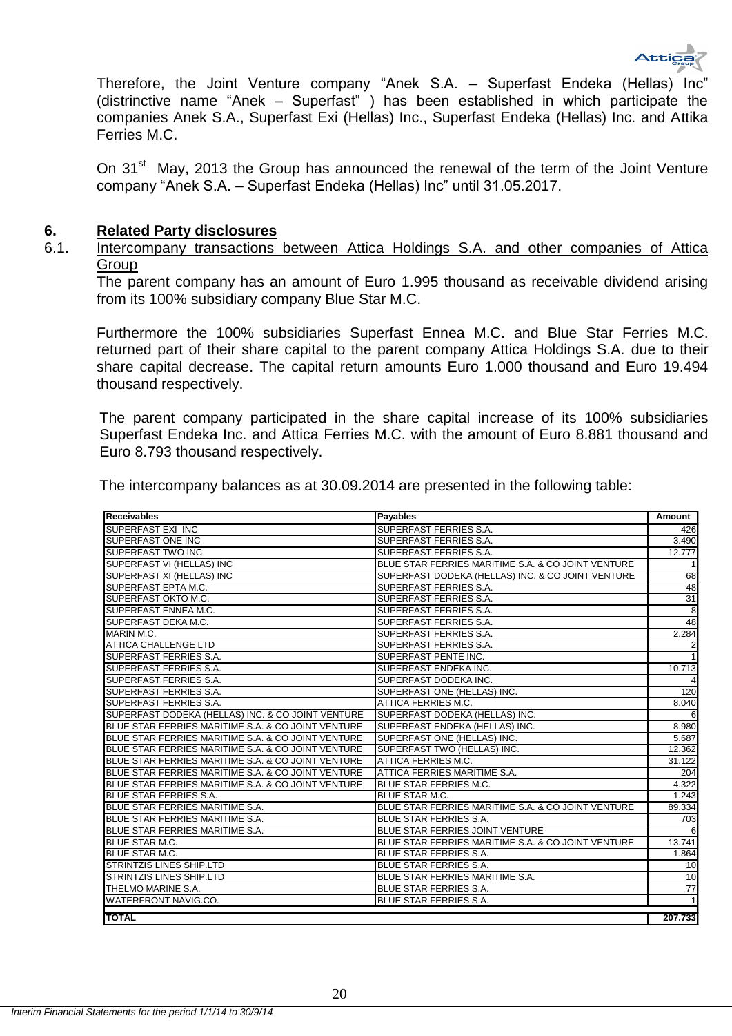Therefore, the Joint Venture company "Anek S.A. – Superfast Endeka (Hellas) Inc" (distrinctive name "Anek – Superfast" ) has been established in which participate the companies Anek S.A., Superfast Exi (Hellas) Inc., Superfast Endeka (Hellas) Inc. and Attika Ferries M.C.

On 31[st] May, 2013 the Group has announced the renewal of the term of the Joint Venture company "Anek S.A. – Superfast Endeka (Hellas) Inc" until 31.05.2017.

## 6. Related Party disclosures

### 6.1. Intercompany transactions between Attica Holdings S.A. and other companies of Attica Group

The parent company has an amount of Euro 1.995 thousand as receivable dividend arising from its 100% subsidiary company Blue Star M.C.

Furthermore the 100% subsidiaries Superfast Ennea M.C. and Blue Star Ferries M.C. returned part of their share capital to the parent company Attica Holdings S.A. due to their share capital decrease. The capital return amounts Euro 1.000 thousand and Euro 19.494 thousand respectively.

The parent company participated in the share capital increase of its 100% subsidiaries Superfast Endeka Inc. and Attica Ferries M.C. with the amount of Euro 8.881 thousand and Euro 8.793 thousand respectively.

The intercompany balances as at 30.09.2014 are presented in the following table:

| Receivables | Payables | Amount |
|---|---|---|
| SUPERFAST EXI INC | SUPERFAST FERRIES S.A. | 426 |
| SUPERFAST ONE INC | SUPERFAST FERRIES S.A. | 3.490 |
| SUPERFAST TWO INC | SUPERFAST FERRIES S.A. | 12.777 |
| SUPERFAST VI (HELLAS) INC | BLUE STAR FERRIES MARITIME S.A. & CO JOINT VENTURE | 1 |
| SUPERFAST XI (HELLAS) INC | SUPERFAST DODEKA (HELLAS) INC. & CO JOINT VENTURE | 68 |
| SUPERFAST EPTA M.C. | SUPERFAST FERRIES S.A. | 48 |
| SUPERFAST OKTO M.C. | SUPERFAST FERRIES S.A. | 31 |
| SUPERFAST ENNEA M.C. | SUPERFAST FERRIES S.A. | 8 |
| SUPERFAST DEKA M.C. | SUPERFAST FERRIES S.A. | 48 |
| MARIN M.C. | SUPERFAST FERRIES S.A. | 2.284 |
| ATTICA CHALLENGE LTD | SUPERFAST FERRIES S.A. | 2 |
| SUPERFAST FERRIES S.A. | SUPERFAST PENTE INC. | 1 |
| SUPERFAST FERRIES S.A. | SUPERFAST ENDEKA INC. | 10.713 |
| SUPERFAST FERRIES S.A. | SUPERFAST DODEKA INC. | 4 |
| SUPERFAST FERRIES S.A. | SUPERFAST ONE (HELLAS) INC. | 120 |
| SUPERFAST FERRIES S.A. | ATTICA FERRIES M.C. | 8.040 |
| SUPERFAST DODEKA (HELLAS) INC. & CO JOINT VENTURE | SUPERFAST DODEKA (HELLAS) INC. | 6 |
| BLUE STAR FERRIES MARITIME S.A. & CO JOINT VENTURE | SUPERFAST ENDEKA (HELLAS) INC. | 8.980 |
| BLUE STAR FERRIES MARITIME S.A. & CO JOINT VENTURE | SUPERFAST ONE (HELLAS) INC. | 5.687 |
| BLUE STAR FERRIES MARITIME S.A. & CO JOINT VENTURE | SUPERFAST TWO (HELLAS) INC. | 12.362 |
| BLUE STAR FERRIES MARITIME S.A. & CO JOINT VENTURE | ATTICA FERRIES M.C. | 31.122 |
| BLUE STAR FERRIES MARITIME S.A. & CO JOINT VENTURE | ATTICA FERRIES MARITIME S.A. | 204 |
| BLUE STAR FERRIES MARITIME S.A. & CO JOINT VENTURE | BLUE STAR FERRIES M.C. | 4.322 |
| BLUE STAR FERRIES S.A. | BLUE STAR M.C. | 1.243 |
| BLUE STAR FERRIES MARITIME S.A. | BLUE STAR FERRIES MARITIME S.A. & CO JOINT VENTURE | 89.334 |
| BLUE STAR FERRIES MARITIME S.A. | BLUE STAR FERRIES S.A. | 703 |
| BLUE STAR FERRIES MARITIME S.A. | BLUE STAR FERRIES JOINT VENTURE | 6 |
| BLUE STAR M.C. | BLUE STAR FERRIES MARITIME S.A. & CO JOINT VENTURE | 13.741 |
| BLUE STAR M.C. | BLUE STAR FERRIES S.A. | 1.864 |
| STRINTZIS LINES SHIP.LTD | BLUE STAR FERRIES S.A. | 10 |
| STRINTZIS LINES SHIP.LTD | BLUE STAR FERRIES MARITIME S.A. | 10 |
| THELMO MARINE S.A. | BLUE STAR FERRIES S.A. | 77 |
| WATERFRONT NAVIG.CO. | BLUE STAR FERRIES S.A. | 1 |
| **TOTAL** | | **207.733** |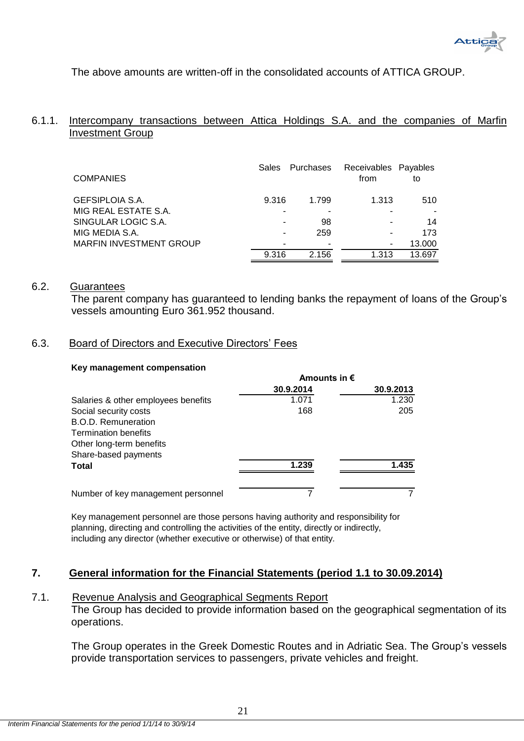The above amounts are written-off in the consolidated accounts of ATTICA GROUP.

### 6.1.1. Intercompany transactions between Attica Holdings S.A. and the companies of Marfin Investment Group

| COMPANIES | Sales | Purchases | Receivables from | Payables to |
|---|---|---|---|---|
| GEFSIPLOIA S.A. | 9.316 | 1.799 | 1.313 | 510 |
| MIG REAL ESTATE S.A. | - | - | - | - |
| SINGULAR LOGIC S.A. | - | 98 | - | 14 |
| MIG MEDIA S.A. | - | 259 | - | 173 |
| MARFIN INVESTMENT GROUP | - | - | - | 13.000 |
| | 9.316 | 2.156 | 1.313 | 13.697 |

### 6.2. Guarantees

The parent company has guaranteed to lending banks the repayment of loans of the Group's vessels amounting Euro 361.952 thousand.

### 6.3. Board of Directors and Executive Directors' Fees

**Key management compensation**

| | Amounts in € | |
|---|---|---|
| | **30.9.2014** | **30.9.2013** |
| Salaries & other employees benefits | 1.071 | 1.230 |
| Social security costs | 168 | 205 |
| B.O.D. Remuneration | | |
| Termination benefits | | |
| Other long-term benefits | | |
| Share-based payments | | |
| **Total** | **1.239** | **1.435** |
| Number of key management personnel | 7 | 7 |

Key management personnel are those persons having authority and responsibility for planning, directing and controlling the activities of the entity, directly or indirectly, including any director (whether executive or otherwise) of that entity.

## 7. General information for the Financial Statements (period 1.1 to 30.09.2014)

### 7.1. Revenue Analysis and Geographical Segments Report

The Group has decided to provide information based on the geographical segmentation of its operations.

The Group operates in the Greek Domestic Routes and in Adriatic Sea. The Group's vessels provide transportation services to passengers, private vehicles and freight.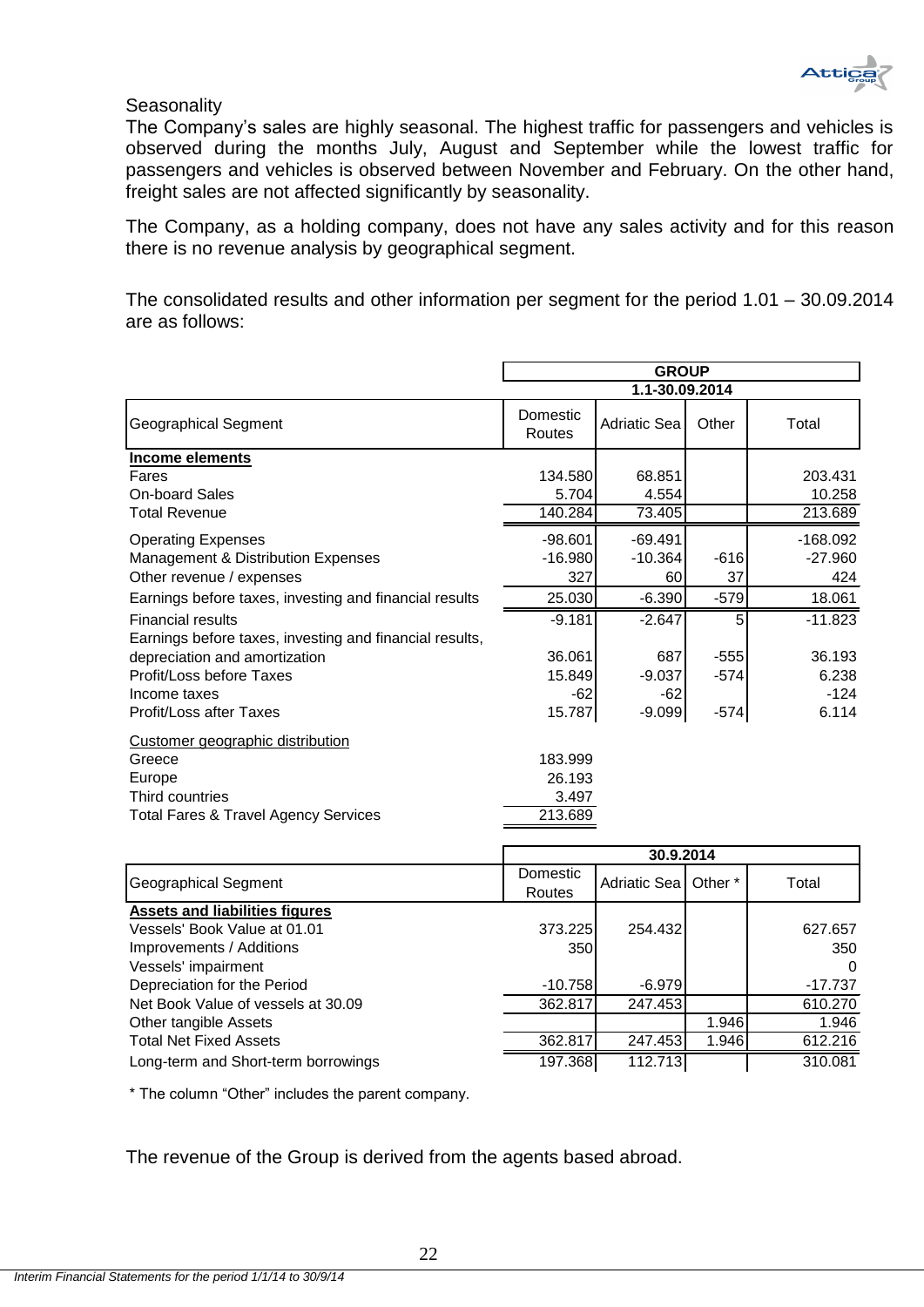Seasonality

The Company's sales are highly seasonal. The highest traffic for passengers and vehicles is observed during the months July, August and September while the lowest traffic for passengers and vehicles is observed between November and February. On the other hand, freight sales are not affected significantly by seasonality.

The Company, as a holding company, does not have any sales activity and for this reason there is no revenue analysis by geographical segment.

The consolidated results and other information per segment for the period 1.01 – 30.09.2014 are as follows:

| | GROUP | | | |
|---|---|---|---|---|
| | 1.1-30.09.2014 | | | |
| Geographical Segment | Domestic Routes | Adriatic Sea | Other | Total |
| **Income elements** | | | | |
| Fares | 134.580 | 68.851 | | 203.431 |
| On-board Sales | 5.704 | 4.554 | | 10.258 |
| Total Revenue | 140.284 | 73.405 | | 213.689 |
| Operating Expenses | -98.601 | -69.491 | | -168.092 |
| Management & Distribution Expenses | -16.980 | -10.364 | -616 | -27.960 |
| Other revenue / expenses | 327 | 60 | 37 | 424 |
| Earnings before taxes, investing and financial results | 25.030 | -6.390 | -579 | 18.061 |
| Financial results | -9.181 | -2.647 | 5 | -11.823 |
| Earnings before taxes, investing and financial results, depreciation and amortization | 36.061 | 687 | -555 | 36.193 |
| Profit/Loss before Taxes | 15.849 | -9.037 | -574 | 6.238 |
| Income taxes | -62 | -62 | | -124 |
| Profit/Loss after Taxes | 15.787 | -9.099 | -574 | 6.114 |
| Customer geographic distribution | | | | |
| Greece | 183.999 | | | |
| Europe | 26.193 | | | |
| Third countries | 3.497 | | | |
| Total Fares & Travel Agency Services | 213.689 | | | |

| | 30.9.2014 | | | |
|---|---|---|---|---|
| Geographical Segment | Domestic Routes | Adriatic Sea | Other * | Total |
| **Assets and liabilities figures** | | | | |
| Vessels' Book Value at 01.01 | 373.225 | 254.432 | | 627.657 |
| Improvements / Additions | 350 | | | 350 |
| Vessels' impairment | | | | 0 |
| Depreciation for the Period | -10.758 | -6.979 | | -17.737 |
| Net Book Value of vessels at 30.09 | 362.817 | 247.453 | | 610.270 |
| Other tangible Assets | | | 1.946 | 1.946 |
| Total Net Fixed Assets | 362.817 | 247.453 | 1.946 | 612.216 |
| Long-term and Short-term borrowings | 197.368 | 112.713 | | 310.081 |

* The column "Other" includes the parent company.

The revenue of the Group is derived from the agents based abroad.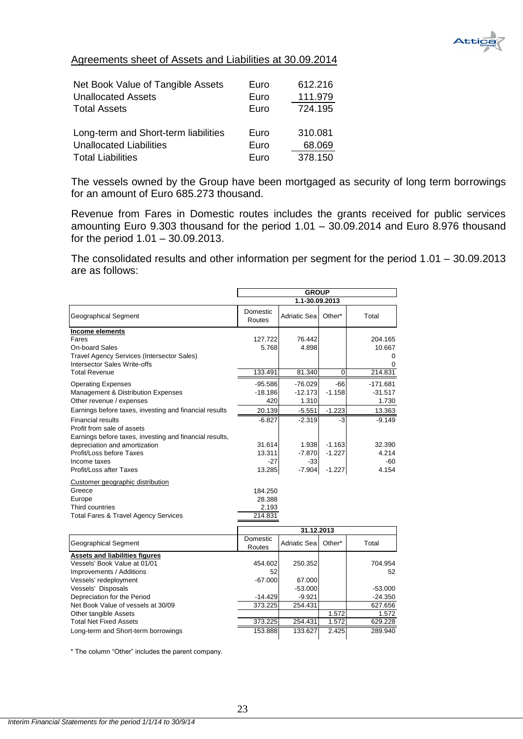Agreements sheet of Assets and Liabilities at 30.09.2014

| | | |
|---|---|---|
| Net Book Value of Tangible Assets | Euro | 612.216 |
| Unallocated Assets | Euro | 111.979 |
| Total Assets | Euro | 724.195 |
| | | |
| Long-term and Short-term liabilities | Euro | 310.081 |
| Unallocated Liabilities | Euro | 68.069 |
| Total Liabilities | Euro | 378.150 |

The vessels owned by the Group have been mortgaged as security of long term borrowings for an amount of Euro 685.273 thousand.

Revenue from Fares in Domestic routes includes the grants received for public services amounting Euro 9.303 thousand for the period 1.01 – 30.09.2014 and Euro 8.976 thousand for the period 1.01 – 30.09.2013.

The consolidated results and other information per segment for the period 1.01 – 30.09.2013 are as follows:

| | GROUP | | | |
|---|---|---|---|---|
| | 1.1-30.09.2013 | | | |
| Geographical Segment | Domestic Routes | Adriatic Sea | Other* | Total |
| **Income elements** | | | | |
| Fares | 127.722 | 76.442 | | 204.165 |
| On-board Sales | 5.768 | 4.898 | | 10.667 |
| Travel Agency Services (Intersector Sales) | | | | 0 |
| Intersector Sales Write-offs | | | | 0 |
| Total Revenue | 133.491 | 81.340 | 0 | 214.831 |
| Operating Expenses | -95.586 | -76.029 | -66 | -171.681 |
| Management & Distribution Expenses | -18.186 | -12.173 | -1.158 | -31.517 |
| Other revenue / expenses | 420 | 1.310 | | 1.730 |
| Earnings before taxes, investing and financial results | 20.139 | -5.551 | -1.223 | 13.363 |
| Financial results | -6.827 | -2.319 | -3 | -9.149 |
| Profit from sale of assets | | | | |
| Earnings before taxes, investing and financial results, depreciation and amortization | 31.614 | 1.938 | -1.163 | 32.390 |
| Profit/Loss before Taxes | 13.311 | -7.870 | -1.227 | 4.214 |
| Income taxes | -27 | -33 | | -60 |
| Profit/Loss after Taxes | 13.285 | -7.904 | -1.227 | 4.154 |
| Customer geographic distribution | | | | |
| Greece | 184.250 | | | |
| Europe | 28.388 | | | |
| Third countries | 2.193 | | | |
| Total Fares & Travel Agency Services | 214.831 | | | |

| | 31.12.2013 | | | |
|---|---|---|---|---|
| Geographical Segment | Domestic Routes | Adriatic Sea | Other* | Total |
| **Assets and liabilities figures** | | | | |
| Vessels' Book Value at 01/01 | 454.602 | 250.352 | | 704.954 |
| Improvements / Additions | 52 | | | 52 |
| Vessels' redeployment | -67.000 | 67.000 | | |
| Vessels' Disposals | | -53.000 | | -53.000 |
| Depreciation for the Period | -14.429 | -9.921 | | -24.350 |
| Net Book Value of vessels at 30/09 | 373.225 | 254.431 | | 627.656 |
| Other tangible Assets | | | 1.572 | 1.572 |
| Total Net Fixed Assets | 373.225 | 254.431 | 1.572 | 629.228 |
| Long-term and Short-term borrowings | 153.888 | 133.627 | 2.425 | 289.940 |

* The column "Other" includes the parent company.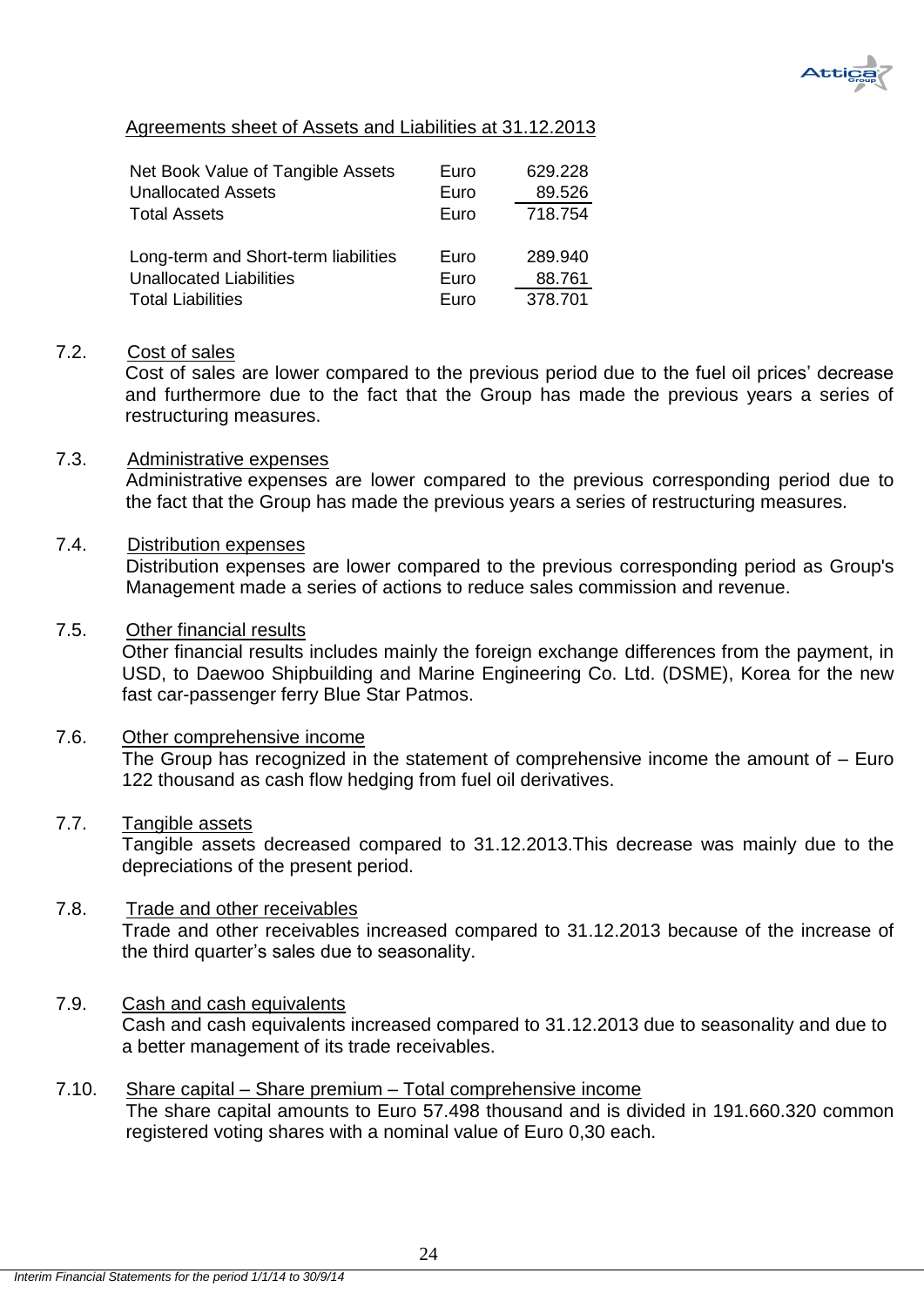Agreements sheet of Assets and Liabilities at 31.12.2013

| | | |
|---|---|---|
| Net Book Value of Tangible Assets | Euro | 629.228 |
| Unallocated Assets | Euro | 89.526 |
| Total Assets | Euro | 718.754 |
| | | |
| Long-term and Short-term liabilities | Euro | 289.940 |
| Unallocated Liabilities | Euro | 88.761 |
| Total Liabilities | Euro | 378.701 |

### 7.2. Cost of sales

Cost of sales are lower compared to the previous period due to the fuel oil prices' decrease and furthermore due to the fact that the Group has made the previous years a series of restructuring measures.

### 7.3. Administrative expenses

Administrative expenses are lower compared to the previous corresponding period due to the fact that the Group has made the previous years a series of restructuring measures.

### 7.4. Distribution expenses

Distribution expenses are lower compared to the previous corresponding period as Group's Management made a series of actions to reduce sales commission and revenue.

### 7.5. Other financial results

Other financial results includes mainly the foreign exchange differences from the payment, in USD, to Daewoo Shipbuilding and Marine Engineering Co. Ltd. (DSME), Korea for the new fast car-passenger ferry Blue Star Patmos.

### 7.6. Other comprehensive income

The Group has recognized in the statement of comprehensive income the amount of – Euro 122 thousand as cash flow hedging from fuel oil derivatives.

### 7.7. Tangible assets

Tangible assets decreased compared to 31.12.2013.This decrease was mainly due to the depreciations of the present period.

### 7.8. Trade and other receivables

Trade and other receivables increased compared to 31.12.2013 because of the increase of the third quarter's sales due to seasonality.

### 7.9. Cash and cash equivalents

Cash and cash equivalents increased compared to 31.12.2013 due to seasonality and due to a better management of its trade receivables.

### 7.10. Share capital – Share premium – Total comprehensive income

The share capital amounts to Euro 57.498 thousand and is divided in 191.660.320 common registered voting shares with a nominal value of Euro 0,30 each.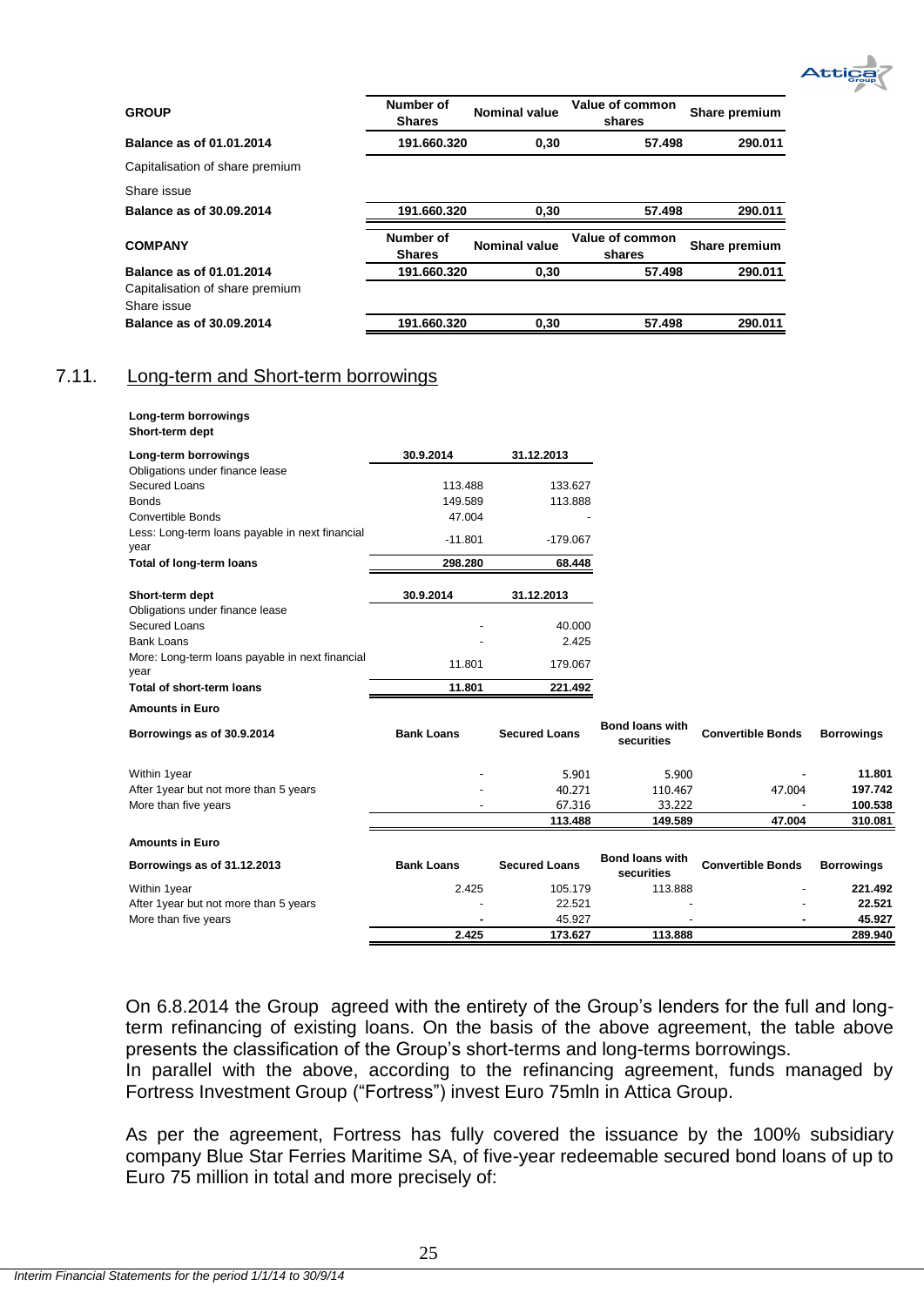| GROUP | Number of Shares | Nominal value | Value of common shares | Share premium |
|---|---|---|---|---|
| **Balance as of 01.01.2014** | **191.660.320** | **0,30** | **57.498** | **290.011** |
| Capitalisation of share premium | | | | |
| Share issue | | | | |
| **Balance as of 30.09.2014** | **191.660.320** | **0,30** | **57.498** | **290.011** |

| COMPANY | Number of Shares | Nominal value | Value of common shares | Share premium |
|---|---|---|---|---|
| **Balance as of 01.01.2014** | **191.660.320** | **0,30** | **57.498** | **290.011** |
| Capitalisation of share premium | | | | |
| Share issue | | | | |
| **Balance as of 30.09.2014** | **191.660.320** | **0,30** | **57.498** | **290.011** |

## 7.11. Long-term and Short-term borrowings

**Long-term borrowings**
**Short-term dept**

| Long-term borrowings | 30.9.2014 | 31.12.2013 |
|---|---|---|
| Obligations under finance lease | | |
| Secured Loans | 113.488 | 133.627 |
| Bonds | 149.589 | 113.888 |
| Convertible Bonds | 47.004 | - |
| Less: Long-term loans payable in next financial year | -11.801 | -179.067 |
| **Total of long-term loans** | **298.280** | **68.448** |

| Short-term dept | 30.9.2014 | 31.12.2013 |
|---|---|---|
| Obligations under finance lease | | |
| Secured Loans | - | 40.000 |
| Bank Loans | - | 2.425 |
| More: Long-term loans payable in next financial year | 11.801 | 179.067 |
| **Total of short-term loans** | **11.801** | **221.492** |

**Amounts in Euro**

| Borrowings as of 30.9.2014 | Bank Loans | Secured Loans | Bond loans with securities | Convertible Bonds | Borrowings |
|---|---|---|---|---|---|
| Within 1year | - | 5.901 | 5.900 | - | **11.801** |
| After 1year but not more than 5 years | - | 40.271 | 110.467 | 47.004 | **197.742** |
| More than five years | - | 67.316 | 33.222 | - | **100.538** |
| | | **113.488** | **149.589** | **47.004** | **310.081** |

**Amounts in Euro**

| Borrowings as of 31.12.2013 | Bank Loans | Secured Loans | Bond loans with securities | Convertible Bonds | Borrowings |
|---|---|---|---|---|---|
| Within 1year | 2.425 | 105.179 | 113.888 | - | **221.492** |
| After 1year but not more than 5 years | - | 22.521 | - | - | **22.521** |
| More than five years | - | 45.927 | - | - | **45.927** |
| | **2.425** | **173.627** | **113.888** | | **289.940** |

On 6.8.2014 the Group agreed with the entirety of the Group's lenders for the full and long-term refinancing of existing loans. On the basis of the above agreement, the table above presents the classification of the Group's short-terms and long-terms borrowings.
In parallel with the above, according to the refinancing agreement, funds managed by Fortress Investment Group ("Fortress") invest Euro 75mln in Attica Group.

As per the agreement, Fortress has fully covered the issuance by the 100% subsidiary company Blue Star Ferries Maritime SA, of five-year redeemable secured bond loans of up to Euro 75 million in total and more precisely of: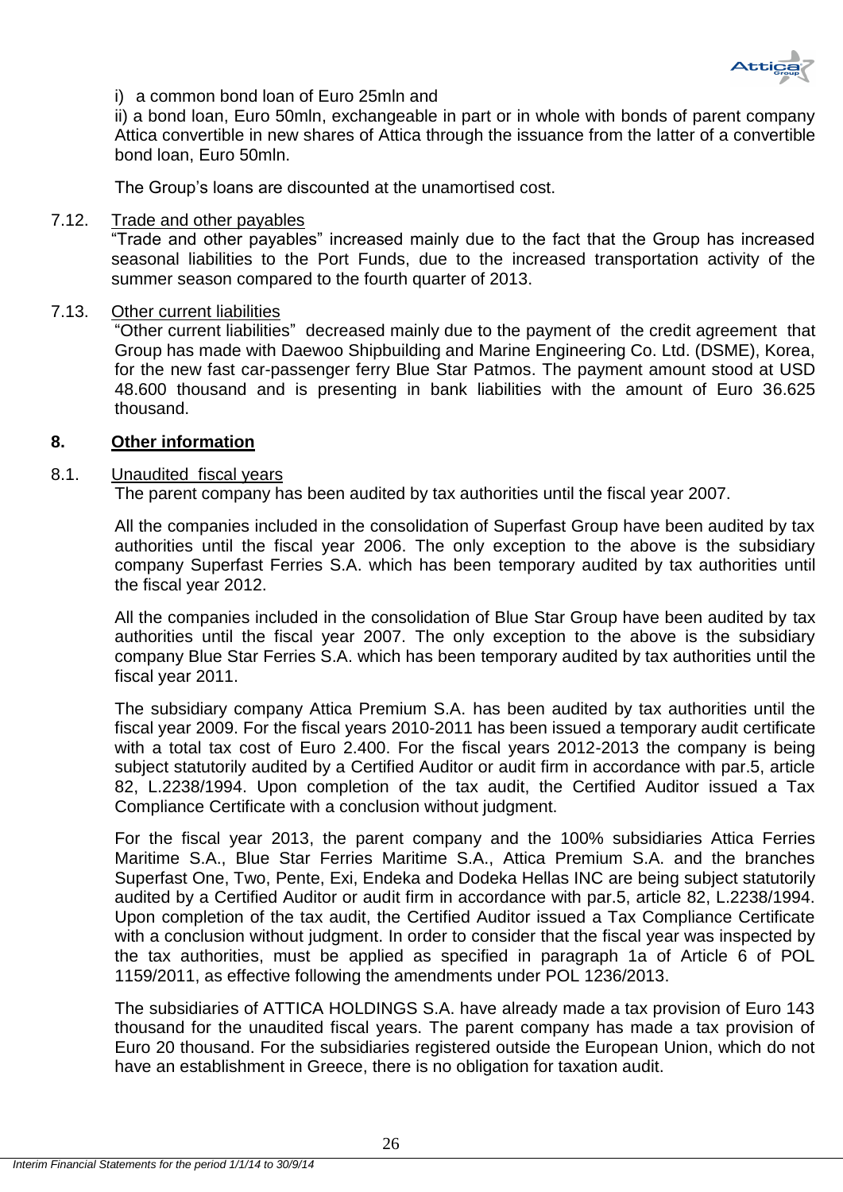i) a common bond loan of Euro 25mln and

ii) a bond loan, Euro 50mln, exchangeable in part or in whole with bonds of parent company Attica convertible in new shares of Attica through the issuance from the latter of a convertible bond loan, Euro 50mln.

The Group's loans are discounted at the unamortised cost.

7.12. Trade and other payables

"Trade and other payables" increased mainly due to the fact that the Group has increased seasonal liabilities to the Port Funds, due to the increased transportation activity of the summer season compared to the fourth quarter of 2013.

7.13. Other current liabilities

"Other current liabilities" decreased mainly due to the payment of the credit agreement that Group has made with Daewoo Shipbuilding and Marine Engineering Co. Ltd. (DSME), Korea, for the new fast car-passenger ferry Blue Star Patmos. The payment amount stood at USD 48.600 thousand and is presenting in bank liabilities with the amount of Euro 36.625 thousand.

## 8. Other information

8.1. Unaudited fiscal years

The parent company has been audited by tax authorities until the fiscal year 2007.

All the companies included in the consolidation of Superfast Group have been audited by tax authorities until the fiscal year 2006. The only exception to the above is the subsidiary company Superfast Ferries S.A. which has been temporary audited by tax authorities until the fiscal year 2012.

All the companies included in the consolidation of Blue Star Group have been audited by tax authorities until the fiscal year 2007. The only exception to the above is the subsidiary company Blue Star Ferries S.A. which has been temporary audited by tax authorities until the fiscal year 2011.

The subsidiary company Attica Premium S.A. has been audited by tax authorities until the fiscal year 2009. For the fiscal years 2010-2011 has been issued a temporary audit certificate with a total tax cost of Euro 2.400. For the fiscal years 2012-2013 the company is being subject statutorily audited by a Certified Auditor or audit firm in accordance with par.5, article 82, L.2238/1994. Upon completion of the tax audit, the Certified Auditor issued a Tax Compliance Certificate with a conclusion without judgment.

For the fiscal year 2013, the parent company and the 100% subsidiaries Attica Ferries Maritime S.A., Blue Star Ferries Maritime S.A., Attica Premium S.A. and the branches Superfast One, Two, Pente, Exi, Endeka and Dodeka Hellas INC are being subject statutorily audited by a Certified Auditor or audit firm in accordance with par.5, article 82, L.2238/1994. Upon completion of the tax audit, the Certified Auditor issued a Tax Compliance Certificate with a conclusion without judgment. In order to consider that the fiscal year was inspected by the tax authorities, must be applied as specified in paragraph 1a of Article 6 of POL 1159/2011, as effective following the amendments under POL 1236/2013.

The subsidiaries of ATTICA HOLDINGS S.A. have already made a tax provision of Euro 143 thousand for the unaudited fiscal years. The parent company has made a tax provision of Euro 20 thousand. For the subsidiaries registered outside the European Union, which do not have an establishment in Greece, there is no obligation for taxation audit.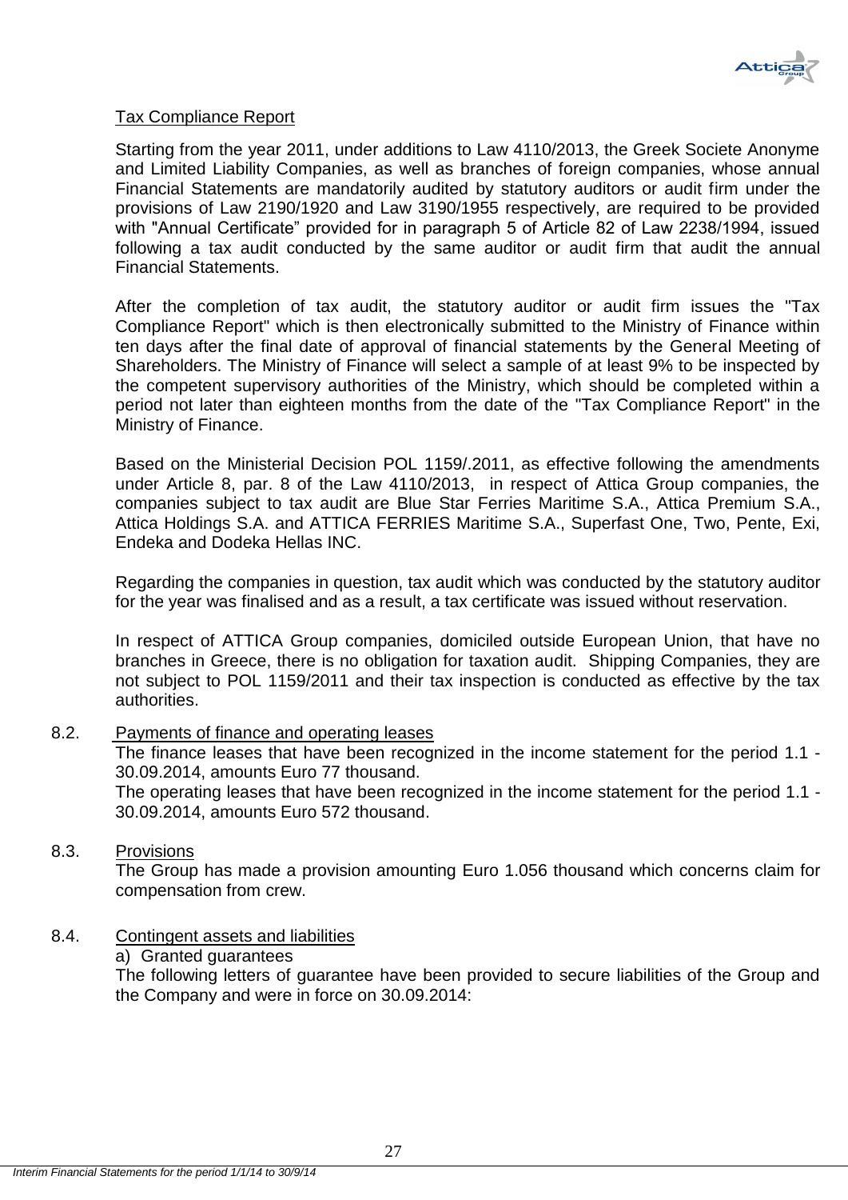Tax Compliance Report

Starting from the year 2011, under additions to Law 4110/2013, the Greek Societe Anonyme and Limited Liability Companies, as well as branches of foreign companies, whose annual Financial Statements are mandatorily audited by statutory auditors or audit firm under the provisions of Law 2190/1920 and Law 3190/1955 respectively, are required to be provided with "Annual Certificate" provided for in paragraph 5 of Article 82 of Law 2238/1994, issued following a tax audit conducted by the same auditor or audit firm that audit the annual Financial Statements.

After the completion of tax audit, the statutory auditor or audit firm issues the "Tax Compliance Report" which is then electronically submitted to the Ministry of Finance within ten days after the final date of approval of financial statements by the General Meeting of Shareholders. The Ministry of Finance will select a sample of at least 9% to be inspected by the competent supervisory authorities of the Ministry, which should be completed within a period not later than eighteen months from the date of the "Tax Compliance Report" in the Ministry of Finance.

Based on the Ministerial Decision POL 1159/.2011, as effective following the amendments under Article 8, par. 8 of the Law 4110/2013, in respect of Attica Group companies, the companies subject to tax audit are Blue Star Ferries Maritime S.A., Attica Premium S.A., Attica Holdings S.A. and ATTICA FERRIES Maritime S.A., Superfast One, Two, Pente, Exi, Endeka and Dodeka Hellas INC.

Regarding the companies in question, tax audit which was conducted by the statutory auditor for the year was finalised and as a result, a tax certificate was issued without reservation.

In respect of ATTICA Group companies, domiciled outside European Union, that have no branches in Greece, there is no obligation for taxation audit. Shipping Companies, they are not subject to POL 1159/2011 and their tax inspection is conducted as effective by the tax authorities.

8.2. Payments of finance and operating leases

The finance leases that have been recognized in the income statement for the period 1.1 - 30.09.2014, amounts Euro 77 thousand.

The operating leases that have been recognized in the income statement for the period 1.1 - 30.09.2014, amounts Euro 572 thousand.

8.3. Provisions

The Group has made a provision amounting Euro 1.056 thousand which concerns claim for compensation from crew.

8.4. Contingent assets and liabilities

a) Granted guarantees

The following letters of guarantee have been provided to secure liabilities of the Group and the Company and were in force on 30.09.2014: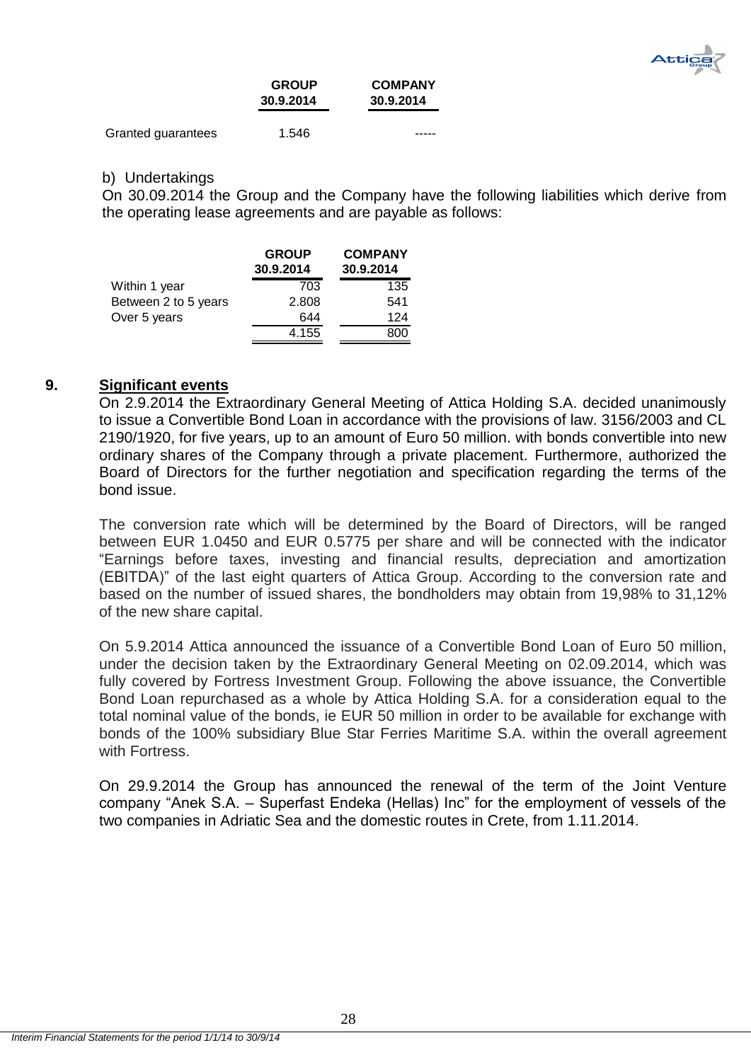| | GROUP 30.9.2014 | COMPANY 30.9.2014 |
|---|---|---|
| Granted guarantees | 1.546 | ----- |

b) Undertakings

On 30.09.2014 the Group and the Company have the following liabilities which derive from the operating lease agreements and are payable as follows:

| | GROUP 30.9.2014 | COMPANY 30.9.2014 |
|---|---|---|
| Within 1 year | 703 | 135 |
| Between 2 to 5 years | 2.808 | 541 |
| Over 5 years | 644 | 124 |
| | 4.155 | 800 |

## 9. Significant events

On 2.9.2014 the Extraordinary General Meeting of Attica Holding S.A. decided unanimously to issue a Convertible Bond Loan in accordance with the provisions of law. 3156/2003 and CL 2190/1920, for five years, up to an amount of Euro 50 million. with bonds convertible into new ordinary shares of the Company through a private placement. Furthermore, authorized the Board of Directors for the further negotiation and specification regarding the terms of the bond issue.

The conversion rate which will be determined by the Board of Directors, will be ranged between EUR 1.0450 and EUR 0.5775 per share and will be connected with the indicator "Earnings before taxes, investing and financial results, depreciation and amortization (EBITDA)" of the last eight quarters of Attica Group. According to the conversion rate and based on the number of issued shares, the bondholders may obtain from 19,98% to 31,12% of the new share capital.

On 5.9.2014 Attica announced the issuance of a Convertible Bond Loan of Euro 50 million, under the decision taken by the Extraordinary General Meeting on 02.09.2014, which was fully covered by Fortress Investment Group. Following the above issuance, the Convertible Bond Loan repurchased as a whole by Attica Holding S.A. for a consideration equal to the total nominal value of the bonds, ie EUR 50 million in order to be available for exchange with bonds of the 100% subsidiary Blue Star Ferries Maritime S.A. within the overall agreement with Fortress.

On 29.9.2014 the Group has announced the renewal of the term of the Joint Venture company "Anek S.A. – Superfast Endeka (Hellas) Inc" for the employment of vessels of the two companies in Adriatic Sea and the domestic routes in Crete, from 1.11.2014.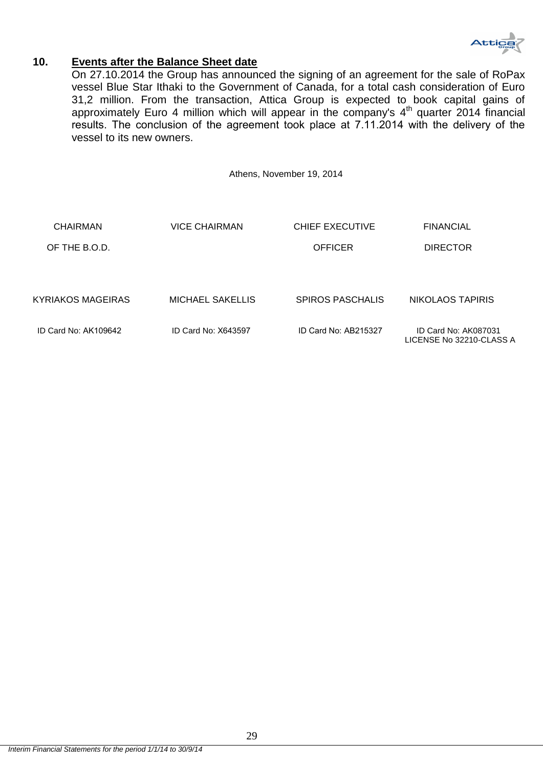## 10. Events after the Balance Sheet date

On 27.10.2014 the Group has announced the signing of an agreement for the sale of RoPax vessel Blue Star Ithaki to the Government of Canada, for a total cash consideration of Euro 31,2 million. From the transaction, Attica Group is expected to book capital gains of approximately Euro 4 million which will appear in the company's 4th quarter 2014 financial results. The conclusion of the agreement took place at 7.11.2014 with the delivery of the vessel to its new owners.

Athens, November 19, 2014

| CHAIRMAN OF THE B.O.D. | VICE CHAIRMAN | CHIEF EXECUTIVE OFFICER | FINANCIAL DIRECTOR |
|---|---|---|---|
| KYRIAKOS MAGEIRAS | MICHAEL SAKELLIS | SPIROS PASCHALIS | NIKOLAOS TAPIRIS |
| ID Card No: AK109642 | ID Card No: X643597 | ID Card No: AB215327 | ID Card No: AK087031 LICENSE No 32210-CLASS A |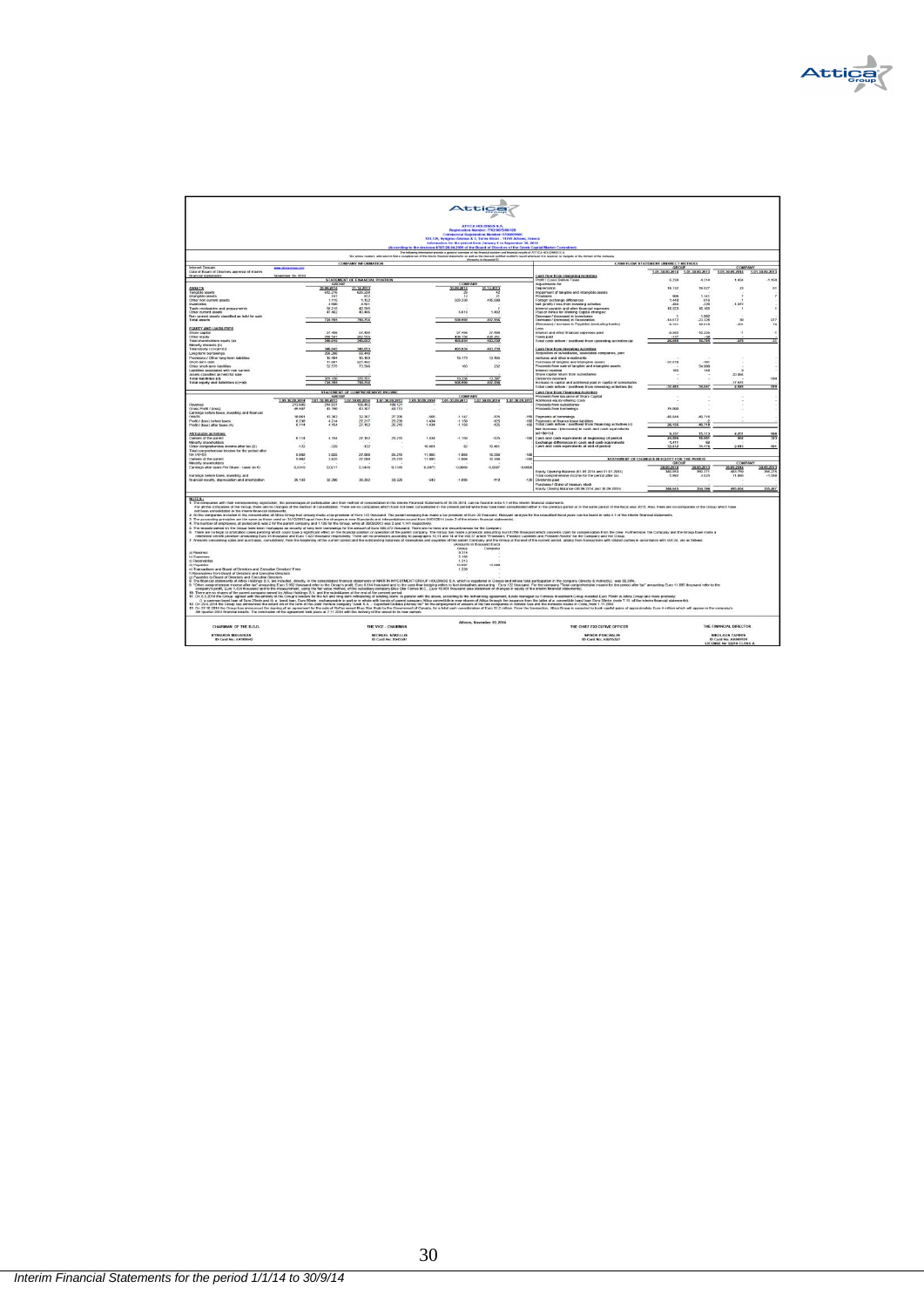# ATTICA HOLDINGS S.A.

**Information for the period from January 1 to September 30, 2014**

**COMPANY INFORMATION**

**STATEMENT OF FINANCIAL POSITION**

**STATEMENT OF COMPREHENSIVE INCOME**

**CASH FLOW STATEMENT (INDIRECT METHOD)**

**STATEMENT OF CHANGES IN EQUITY FOR THE PERIOD**

**NOTES:**

Athens, November 19, 2014

| THE CHAIRMAN OF THE B.O.D. | THE VICE - CHAIRMAN | THE CHIEF EXECUTIVE OFFICER | THE FINANCIAL DIRECTOR |
|---|---|---|---|
| | | | |